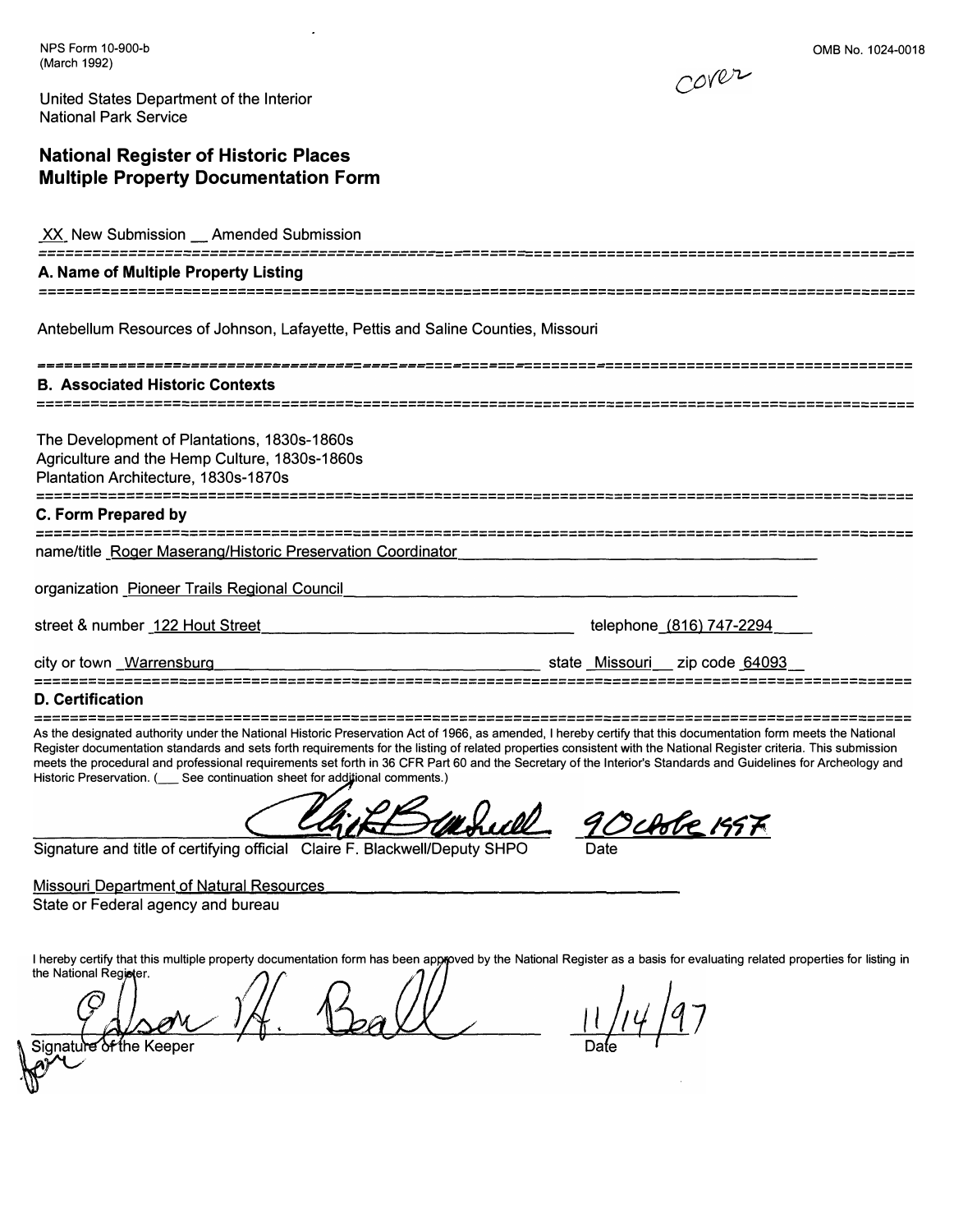NPS Form 10-900-b
(March 1992)

OMB No. 1024-0018

cover

United States Department of the Interior
National Park Service

# National Register of Historic Places Multiple Property Documentation Form

XX New Submission __ Amended Submission

## A. Name of Multiple Property Listing

Antebellum Resources of Johnson, Lafayette, Pettis and Saline Counties, Missouri

## B. Associated Historic Contexts

The Development of Plantations, 1830s-1860s
Agriculture and the Hemp Culture, 1830s-1860s
Plantation Architecture, 1830s-1870s

## C. Form Prepared by

name/title Roger Maserang/Historic Preservation Coordinator

organization Pioneer Trails Regional Council

street & number 122 Hout Street telephone (816) 747-2294

city or town Warrensburg state Missouri zip code 64093

## D. Certification

As the designated authority under the National Historic Preservation Act of 1966, as amended, I hereby certify that this documentation form meets the National Register documentation standards and sets forth requirements for the listing of related properties consistent with the National Register criteria. This submission meets the procedural and professional requirements set forth in 36 CFR Part 60 and the Secretary of the Interior's Standards and Guidelines for Archeology and Historic Preservation. (___ See continuation sheet for additional comments.)

Claire F. Blackwell 9 October 1997

Signature and title of certifying official Claire F. Blackwell/Deputy SHPO Date

Missouri Department of Natural Resources
State or Federal agency and bureau

I hereby certify that this multiple property documentation form has been approved by the National Register as a basis for evaluating related properties for listing in the National Register.

Edson H. Beall 11/14/97

Signature of the Keeper Date

for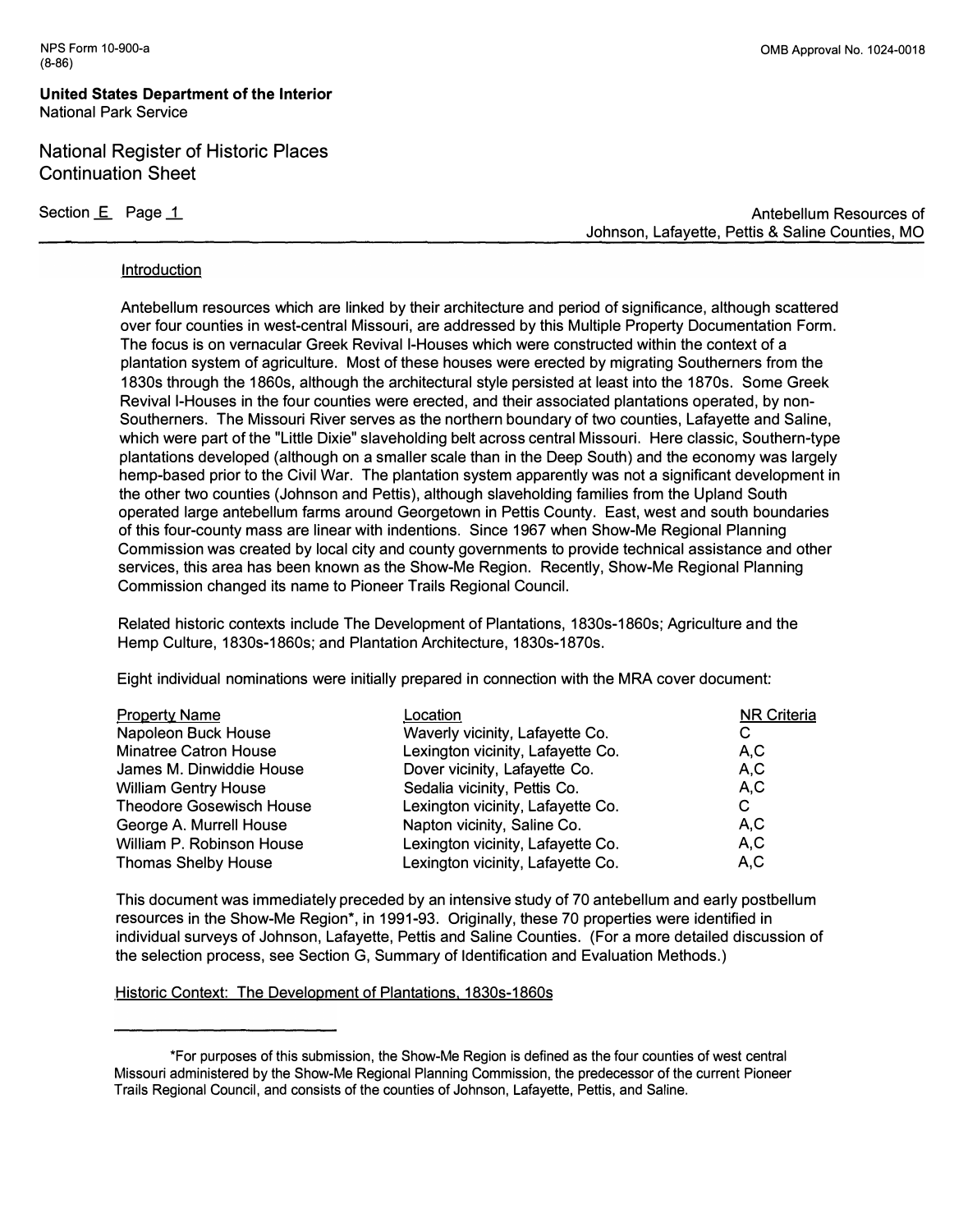## Introduction

Antebellum resources which are linked by their architecture and period of significance, although scattered over four counties in west-central Missouri, are addressed by this Multiple Property Documentation Form. The focus is on vernacular Greek Revival I-Houses which were constructed within the context of a plantation system of agriculture. Most of these houses were erected by migrating Southerners from the 1830s through the 1860s, although the architectural style persisted at least into the 1870s. Some Greek Revival I-Houses in the four counties were erected, and their associated plantations operated, by non-Southerners. The Missouri River serves as the northern boundary of two counties, Lafayette and Saline, which were part of the "Little Dixie" slaveholding belt across central Missouri. Here classic, Southern-type plantations developed (although on a smaller scale than in the Deep South) and the economy was largely hemp-based prior to the Civil War. The plantation system apparently was not a significant development in the other two counties (Johnson and Pettis), although slaveholding families from the Upland South operated large antebellum farms around Georgetown in Pettis County. East, west and south boundaries of this four-county mass are linear with indentions. Since 1967 when Show-Me Regional Planning Commission was created by local city and county governments to provide technical assistance and other services, this area has been known as the Show-Me Region. Recently, Show-Me Regional Planning Commission changed its name to Pioneer Trails Regional Council.

Related historic contexts include The Development of Plantations, 1830s-1860s; Agriculture and the Hemp Culture, 1830s-1860s; and Plantation Architecture, 1830s-1870s.

Eight individual nominations were initially prepared in connection with the MRA cover document:

| Property Name | Location | NR Criteria |
|---|---|---|
| Napoleon Buck House | Waverly vicinity, Lafayette Co. | C |
| Minatree Catron House | Lexington vicinity, Lafayette Co. | A,C |
| James M. Dinwiddie House | Dover vicinity, Lafayette Co. | A,C |
| William Gentry House | Sedalia vicinity, Pettis Co. | A,C |
| Theodore Gosewisch House | Lexington vicinity, Lafayette Co. | C |
| George A. Murrell House | Napton vicinity, Saline Co. | A,C |
| William P. Robinson House | Lexington vicinity, Lafayette Co. | A,C |
| Thomas Shelby House | Lexington vicinity, Lafayette Co. | A,C |

This document was immediately preceded by an intensive study of 70 antebellum and early postbellum resources in the Show-Me Region*, in 1991-93. Originally, these 70 properties were identified in individual surveys of Johnson, Lafayette, Pettis and Saline Counties. (For a more detailed discussion of the selection process, see Section G, Summary of Identification and Evaluation Methods.)

## Historic Context: The Development of Plantations, 1830s-1860s

---

*For purposes of this submission, the Show-Me Region is defined as the four counties of west central Missouri administered by the Show-Me Regional Planning Commission, the predecessor of the current Pioneer Trails Regional Council, and consists of the counties of Johnson, Lafayette, Pettis, and Saline.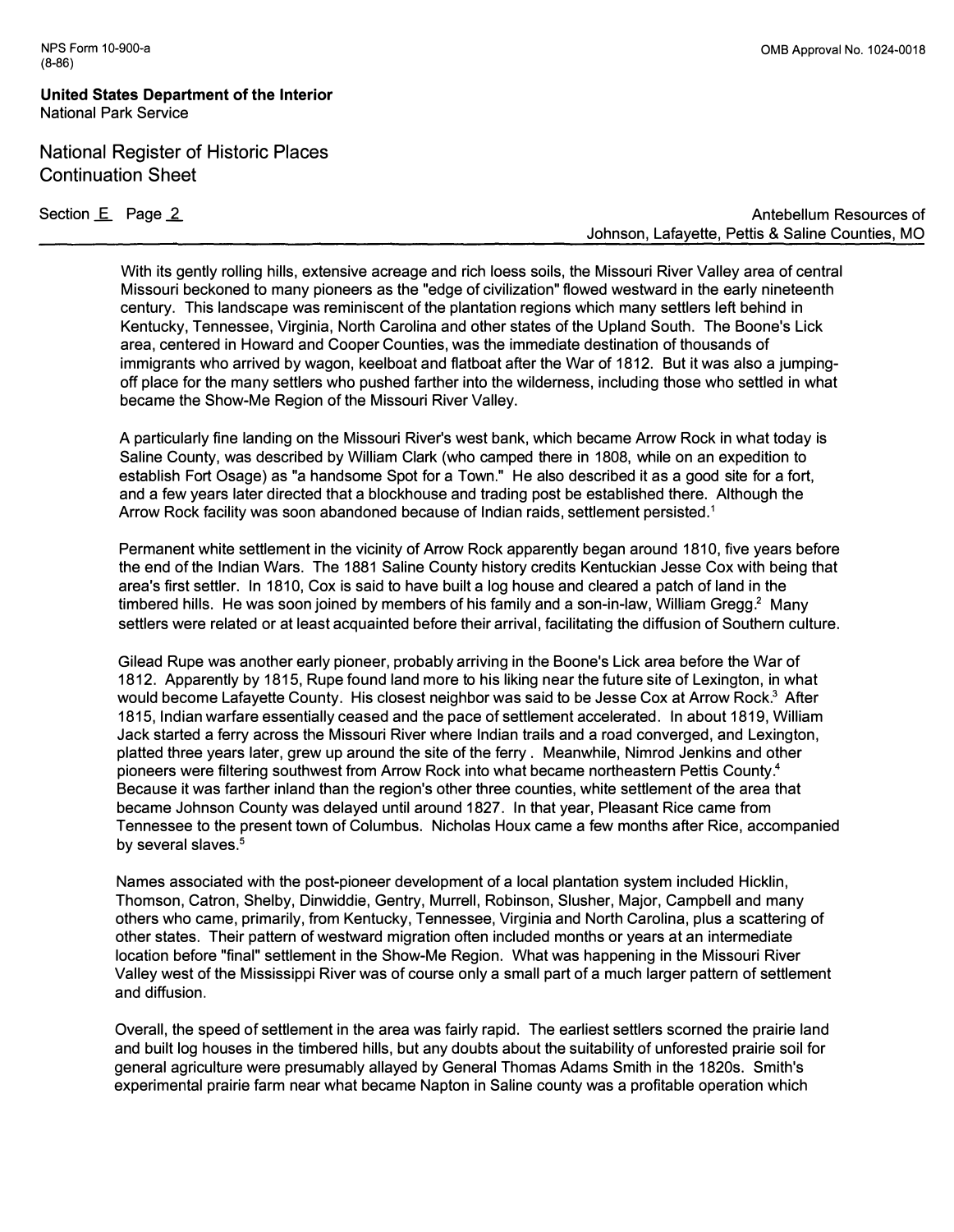With its gently rolling hills, extensive acreage and rich loess soils, the Missouri River Valley area of central Missouri beckoned to many pioneers as the "edge of civilization" flowed westward in the early nineteenth century. This landscape was reminiscent of the plantation regions which many settlers left behind in Kentucky, Tennessee, Virginia, North Carolina and other states of the Upland South. The Boone's Lick area, centered in Howard and Cooper Counties, was the immediate destination of thousands of immigrants who arrived by wagon, keelboat and flatboat after the War of 1812. But it was also a jumping-off place for the many settlers who pushed farther into the wilderness, including those who settled in what became the Show-Me Region of the Missouri River Valley.

A particularly fine landing on the Missouri River's west bank, which became Arrow Rock in what today is Saline County, was described by William Clark (who camped there in 1808, while on an expedition to establish Fort Osage) as "a handsome Spot for a Town." He also described it as a good site for a fort, and a few years later directed that a blockhouse and trading post be established there. Although the Arrow Rock facility was soon abandoned because of Indian raids, settlement persisted.[1]

Permanent white settlement in the vicinity of Arrow Rock apparently began around 1810, five years before the end of the Indian Wars. The 1881 Saline County history credits Kentuckian Jesse Cox with being that area's first settler. In 1810, Cox is said to have built a log house and cleared a patch of land in the timbered hills. He was soon joined by members of his family and a son-in-law, William Gregg.[2] Many settlers were related or at least acquainted before their arrival, facilitating the diffusion of Southern culture.

Gilead Rupe was another early pioneer, probably arriving in the Boone's Lick area before the War of 1812. Apparently by 1815, Rupe found land more to his liking near the future site of Lexington, in what would become Lafayette County. His closest neighbor was said to be Jesse Cox at Arrow Rock.[3] After 1815, Indian warfare essentially ceased and the pace of settlement accelerated. In about 1819, William Jack started a ferry across the Missouri River where Indian trails and a road converged, and Lexington, platted three years later, grew up around the site of the ferry . Meanwhile, Nimrod Jenkins and other pioneers were filtering southwest from Arrow Rock into what became northeastern Pettis County.[4] Because it was farther inland than the region's other three counties, white settlement of the area that became Johnson County was delayed until around 1827. In that year, Pleasant Rice came from Tennessee to the present town of Columbus. Nicholas Houx came a few months after Rice, accompanied by several slaves.[5]

Names associated with the post-pioneer development of a local plantation system included Hicklin, Thomson, Catron, Shelby, Dinwiddie, Gentry, Murrell, Robinson, Slusher, Major, Campbell and many others who came, primarily, from Kentucky, Tennessee, Virginia and North Carolina, plus a scattering of other states. Their pattern of westward migration often included months or years at an intermediate location before "final" settlement in the Show-Me Region. What was happening in the Missouri River Valley west of the Mississippi River was of course only a small part of a much larger pattern of settlement and diffusion.

Overall, the speed of settlement in the area was fairly rapid. The earliest settlers scorned the prairie land and built log houses in the timbered hills, but any doubts about the suitability of unforested prairie soil for general agriculture were presumably allayed by General Thomas Adams Smith in the 1820s. Smith's experimental prairie farm near what became Napton in Saline county was a profitable operation which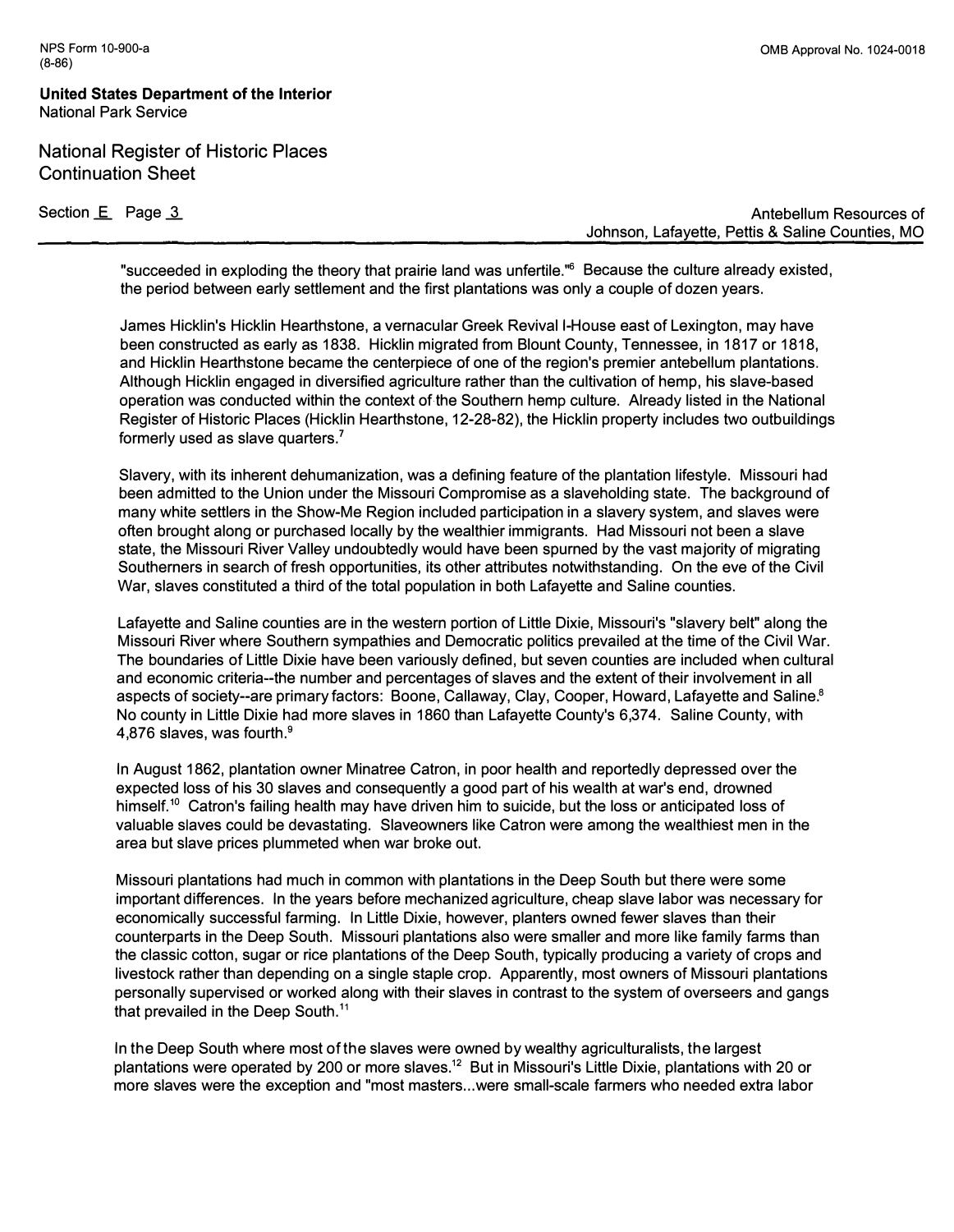"succeeded in exploding the theory that prairie land was unfertile."[6] Because the culture already existed, the period between early settlement and the first plantations was only a couple of dozen years.

James Hicklin's Hicklin Hearthstone, a vernacular Greek Revival I-House east of Lexington, may have been constructed as early as 1838. Hicklin migrated from Blount County, Tennessee, in 1817 or 1818, and Hicklin Hearthstone became the centerpiece of one of the region's premier antebellum plantations. Although Hicklin engaged in diversified agriculture rather than the cultivation of hemp, his slave-based operation was conducted within the context of the Southern hemp culture. Already listed in the National Register of Historic Places (Hicklin Hearthstone, 12-28-82), the Hicklin property includes two outbuildings formerly used as slave quarters.[7]

Slavery, with its inherent dehumanization, was a defining feature of the plantation lifestyle. Missouri had been admitted to the Union under the Missouri Compromise as a slaveholding state. The background of many white settlers in the Show-Me Region included participation in a slavery system, and slaves were often brought along or purchased locally by the wealthier immigrants. Had Missouri not been a slave state, the Missouri River Valley undoubtedly would have been spurned by the vast majority of migrating Southerners in search of fresh opportunities, its other attributes notwithstanding. On the eve of the Civil War, slaves constituted a third of the total population in both Lafayette and Saline counties.

Lafayette and Saline counties are in the western portion of Little Dixie, Missouri's "slavery belt" along the Missouri River where Southern sympathies and Democratic politics prevailed at the time of the Civil War. The boundaries of Little Dixie have been variously defined, but seven counties are included when cultural and economic criteria--the number and percentages of slaves and the extent of their involvement in all aspects of society--are primary factors: Boone, Callaway, Clay, Cooper, Howard, Lafayette and Saline.[8] No county in Little Dixie had more slaves in 1860 than Lafayette County's 6,374. Saline County, with 4,876 slaves, was fourth.[9]

In August 1862, plantation owner Minatree Catron, in poor health and reportedly depressed over the expected loss of his 30 slaves and consequently a good part of his wealth at war's end, drowned himself.[10] Catron's failing health may have driven him to suicide, but the loss or anticipated loss of valuable slaves could be devastating. Slaveowners like Catron were among the wealthiest men in the area but slave prices plummeted when war broke out.

Missouri plantations had much in common with plantations in the Deep South but there were some important differences. In the years before mechanized agriculture, cheap slave labor was necessary for economically successful farming. In Little Dixie, however, planters owned fewer slaves than their counterparts in the Deep South. Missouri plantations also were smaller and more like family farms than the classic cotton, sugar or rice plantations of the Deep South, typically producing a variety of crops and livestock rather than depending on a single staple crop. Apparently, most owners of Missouri plantations personally supervised or worked along with their slaves in contrast to the system of overseers and gangs that prevailed in the Deep South.[11]

In the Deep South where most of the slaves were owned by wealthy agriculturalists, the largest plantations were operated by 200 or more slaves.[12] But in Missouri's Little Dixie, plantations with 20 or more slaves were the exception and "most masters...were small-scale farmers who needed extra labor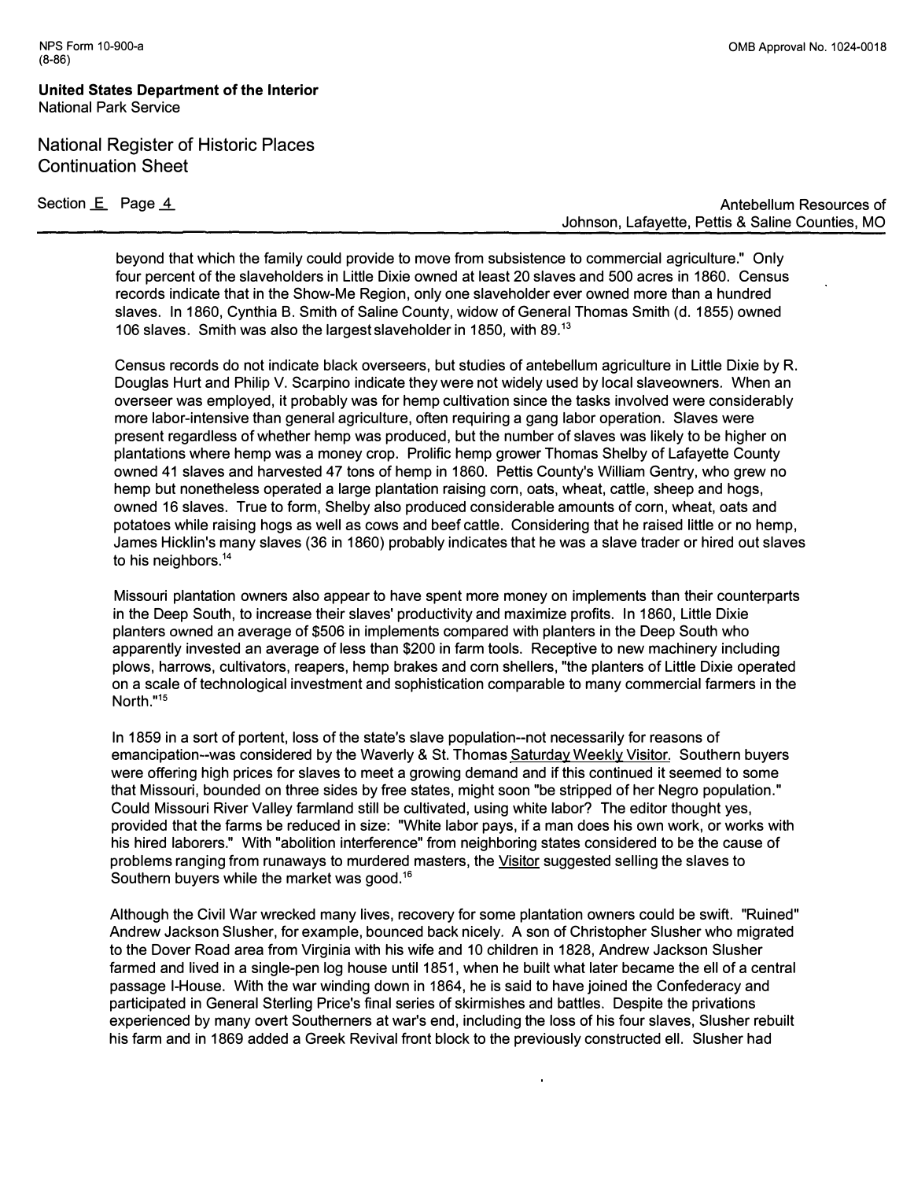beyond that which the family could provide to move from subsistence to commercial agriculture." Only four percent of the slaveholders in Little Dixie owned at least 20 slaves and 500 acres in 1860. Census records indicate that in the Show-Me Region, only one slaveholder ever owned more than a hundred slaves. In 1860, Cynthia B. Smith of Saline County, widow of General Thomas Smith (d. 1855) owned 106 slaves. Smith was also the largest slaveholder in 1850, with 89.[13]

Census records do not indicate black overseers, but studies of antebellum agriculture in Little Dixie by R. Douglas Hurt and Philip V. Scarpino indicate they were not widely used by local slaveowners. When an overseer was employed, it probably was for hemp cultivation since the tasks involved were considerably more labor-intensive than general agriculture, often requiring a gang labor operation. Slaves were present regardless of whether hemp was produced, but the number of slaves was likely to be higher on plantations where hemp was a money crop. Prolific hemp grower Thomas Shelby of Lafayette County owned 41 slaves and harvested 47 tons of hemp in 1860. Pettis County's William Gentry, who grew no hemp but nonetheless operated a large plantation raising corn, oats, wheat, cattle, sheep and hogs, owned 16 slaves. True to form, Shelby also produced considerable amounts of corn, wheat, oats and potatoes while raising hogs as well as cows and beef cattle. Considering that he raised little or no hemp, James Hicklin's many slaves (36 in 1860) probably indicates that he was a slave trader or hired out slaves to his neighbors.[14]

Missouri plantation owners also appear to have spent more money on implements than their counterparts in the Deep South, to increase their slaves' productivity and maximize profits. In 1860, Little Dixie planters owned an average of $506 in implements compared with planters in the Deep South who apparently invested an average of less than $200 in farm tools. Receptive to new machinery including plows, harrows, cultivators, reapers, hemp brakes and corn shellers, "the planters of Little Dixie operated on a scale of technological investment and sophistication comparable to many commercial farmers in the North."[15]

In 1859 in a sort of portent, loss of the state's slave population--not necessarily for reasons of emancipation--was considered by the Waverly & St. Thomas Saturday Weekly Visitor. Southern buyers were offering high prices for slaves to meet a growing demand and if this continued it seemed to some that Missouri, bounded on three sides by free states, might soon "be stripped of her Negro population." Could Missouri River Valley farmland still be cultivated, using white labor? The editor thought yes, provided that the farms be reduced in size: "White labor pays, if a man does his own work, or works with his hired laborers." With "abolition interference" from neighboring states considered to be the cause of problems ranging from runaways to murdered masters, the Visitor suggested selling the slaves to Southern buyers while the market was good.[16]

Although the Civil War wrecked many lives, recovery for some plantation owners could be swift. "Ruined" Andrew Jackson Slusher, for example, bounced back nicely. A son of Christopher Slusher who migrated to the Dover Road area from Virginia with his wife and 10 children in 1828, Andrew Jackson Slusher farmed and lived in a single-pen log house until 1851, when he built what later became the ell of a central passage I-House. With the war winding down in 1864, he is said to have joined the Confederacy and participated in General Sterling Price's final series of skirmishes and battles. Despite the privations experienced by many overt Southerners at war's end, including the loss of his four slaves, Slusher rebuilt his farm and in 1869 added a Greek Revival front block to the previously constructed ell. Slusher had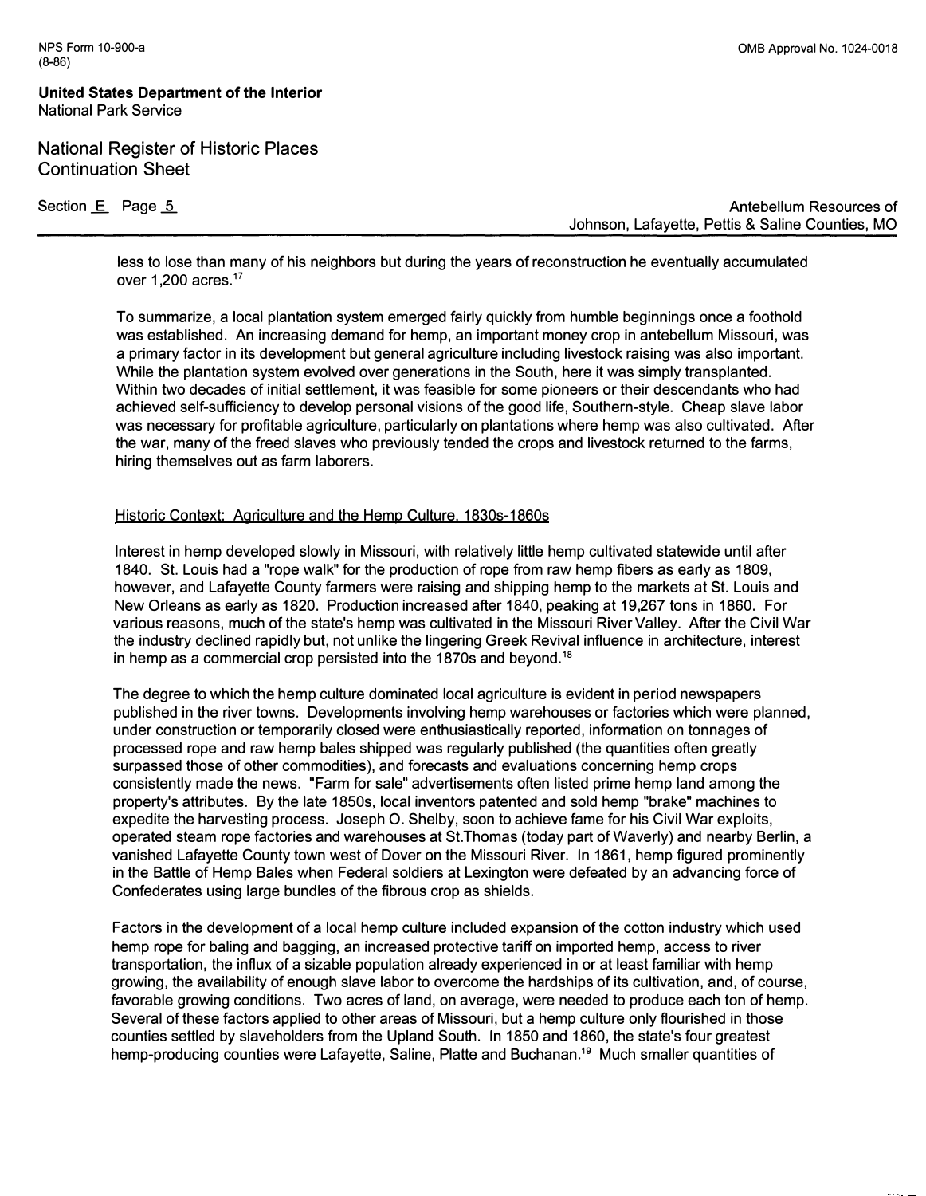less to lose than many of his neighbors but during the years of reconstruction he eventually accumulated over 1,200 acres.[17]

To summarize, a local plantation system emerged fairly quickly from humble beginnings once a foothold was established. An increasing demand for hemp, an important money crop in antebellum Missouri, was a primary factor in its development but general agriculture including livestock raising was also important. While the plantation system evolved over generations in the South, here it was simply transplanted. Within two decades of initial settlement, it was feasible for some pioneers or their descendants who had achieved self-sufficiency to develop personal visions of the good life, Southern-style. Cheap slave labor was necessary for profitable agriculture, particularly on plantations where hemp was also cultivated. After the war, many of the freed slaves who previously tended the crops and livestock returned to the farms, hiring themselves out as farm laborers.

## Historic Context: Agriculture and the Hemp Culture, 1830s-1860s

Interest in hemp developed slowly in Missouri, with relatively little hemp cultivated statewide until after 1840. St. Louis had a "rope walk" for the production of rope from raw hemp fibers as early as 1809, however, and Lafayette County farmers were raising and shipping hemp to the markets at St. Louis and New Orleans as early as 1820. Production increased after 1840, peaking at 19,267 tons in 1860. For various reasons, much of the state's hemp was cultivated in the Missouri River Valley. After the Civil War the industry declined rapidly but, not unlike the lingering Greek Revival influence in architecture, interest in hemp as a commercial crop persisted into the 1870s and beyond.[18]

The degree to which the hemp culture dominated local agriculture is evident in period newspapers published in the river towns. Developments involving hemp warehouses or factories which were planned, under construction or temporarily closed were enthusiastically reported, information on tonnages of processed rope and raw hemp bales shipped was regularly published (the quantities often greatly surpassed those of other commodities), and forecasts and evaluations concerning hemp crops consistently made the news. "Farm for sale" advertisements often listed prime hemp land among the property's attributes. By the late 1850s, local inventors patented and sold hemp "brake" machines to expedite the harvesting process. Joseph O. Shelby, soon to achieve fame for his Civil War exploits, operated steam rope factories and warehouses at St.Thomas (today part of Waverly) and nearby Berlin, a vanished Lafayette County town west of Dover on the Missouri River. In 1861, hemp figured prominently in the Battle of Hemp Bales when Federal soldiers at Lexington were defeated by an advancing force of Confederates using large bundles of the fibrous crop as shields.

Factors in the development of a local hemp culture included expansion of the cotton industry which used hemp rope for baling and bagging, an increased protective tariff on imported hemp, access to river transportation, the influx of a sizable population already experienced in or at least familiar with hemp growing, the availability of enough slave labor to overcome the hardships of its cultivation, and, of course, favorable growing conditions. Two acres of land, on average, were needed to produce each ton of hemp. Several of these factors applied to other areas of Missouri, but a hemp culture only flourished in those counties settled by slaveholders from the Upland South. In 1850 and 1860, the state's four greatest hemp-producing counties were Lafayette, Saline, Platte and Buchanan.[19] Much smaller quantities of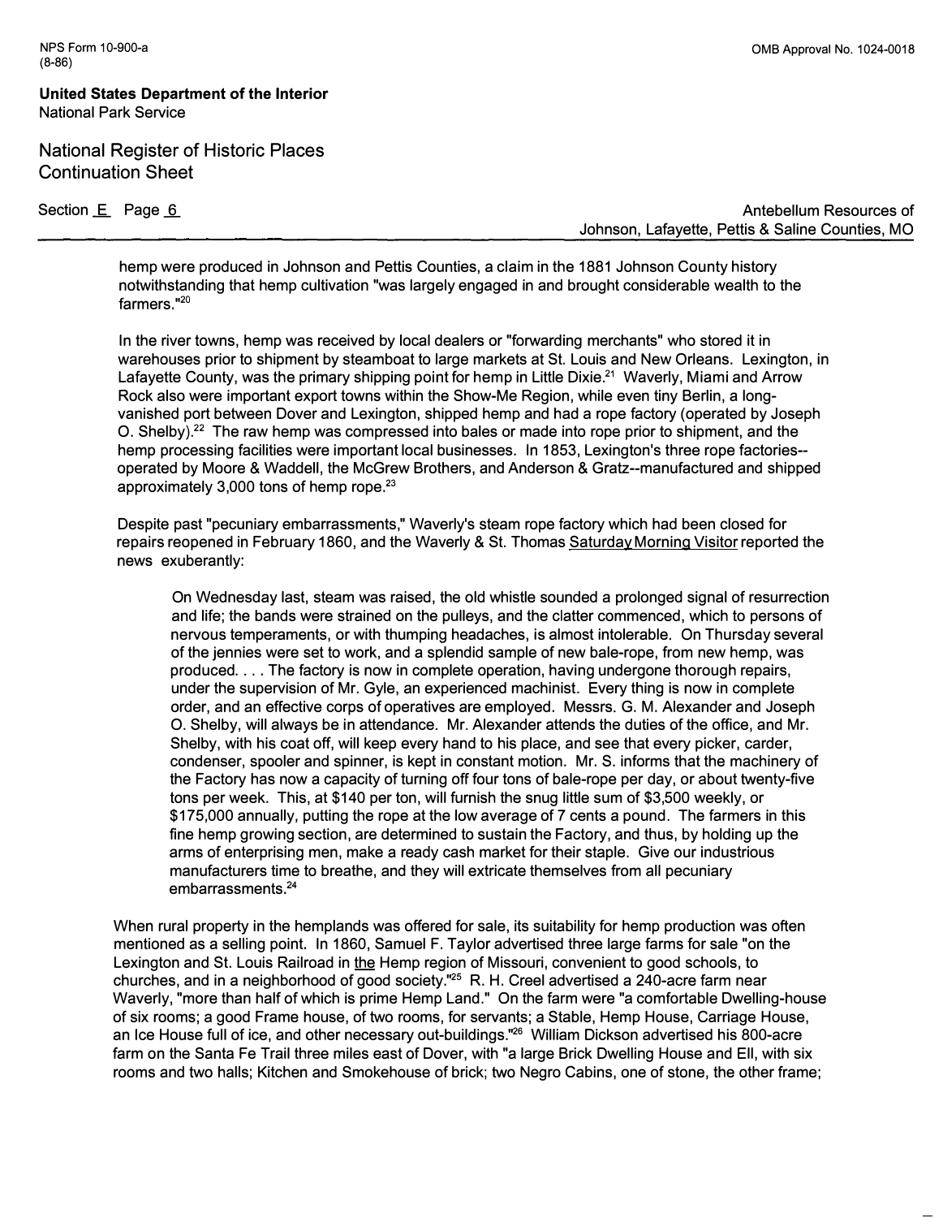hemp were produced in Johnson and Pettis Counties, a claim in the 1881 Johnson County history notwithstanding that hemp cultivation "was largely engaged in and brought considerable wealth to the farmers."[20]

In the river towns, hemp was received by local dealers or "forwarding merchants" who stored it in warehouses prior to shipment by steamboat to large markets at St. Louis and New Orleans. Lexington, in Lafayette County, was the primary shipping point for hemp in Little Dixie.[21] Waverly, Miami and Arrow Rock also were important export towns within the Show-Me Region, while even tiny Berlin, a long-vanished port between Dover and Lexington, shipped hemp and had a rope factory (operated by Joseph O. Shelby).[22] The raw hemp was compressed into bales or made into rope prior to shipment, and the hemp processing facilities were important local businesses. In 1853, Lexington's three rope factories--operated by Moore & Waddell, the McGrew Brothers, and Anderson & Gratz--manufactured and shipped approximately 3,000 tons of hemp rope.[23]

Despite past "pecuniary embarrassments," Waverly's steam rope factory which had been closed for repairs reopened in February 1860, and the Waverly & St. Thomas Saturday Morning Visitor reported the news exuberantly:

> On Wednesday last, steam was raised, the old whistle sounded a prolonged signal of resurrection and life; the bands were strained on the pulleys, and the clatter commenced, which to persons of nervous temperaments, or with thumping headaches, is almost intolerable. On Thursday several of the jennies were set to work, and a splendid sample of new bale-rope, from new hemp, was produced. . . . The factory is now in complete operation, having undergone thorough repairs, under the supervision of Mr. Gyle, an experienced machinist. Every thing is now in complete order, and an effective corps of operatives are employed. Messrs. G. M. Alexander and Joseph O. Shelby, will always be in attendance. Mr. Alexander attends the duties of the office, and Mr. Shelby, with his coat off, will keep every hand to his place, and see that every picker, carder, condenser, spooler and spinner, is kept in constant motion. Mr. S. informs that the machinery of the Factory has now a capacity of turning off four tons of bale-rope per day, or about twenty-five tons per week. This, at $140 per ton, will furnish the snug little sum of $3,500 weekly, or $175,000 annually, putting the rope at the low average of 7 cents a pound. The farmers in this fine hemp growing section, are determined to sustain the Factory, and thus, by holding up the arms of enterprising men, make a ready cash market for their staple. Give our industrious manufacturers time to breathe, and they will extricate themselves from all pecuniary embarrassments.[24]

When rural property in the hemplands was offered for sale, its suitability for hemp production was often mentioned as a selling point. In 1860, Samuel F. Taylor advertised three large farms for sale "on the Lexington and St. Louis Railroad in the Hemp region of Missouri, convenient to good schools, to churches, and in a neighborhood of good society."[25] R. H. Creel advertised a 240-acre farm near Waverly, "more than half of which is prime Hemp Land." On the farm were "a comfortable Dwelling-house of six rooms; a good Frame house, of two rooms, for servants; a Stable, Hemp House, Carriage House, an Ice House full of ice, and other necessary out-buildings."[26] William Dickson advertised his 800-acre farm on the Santa Fe Trail three miles east of Dover, with "a large Brick Dwelling House and Ell, with six rooms and two halls; Kitchen and Smokehouse of brick; two Negro Cabins, one of stone, the other frame;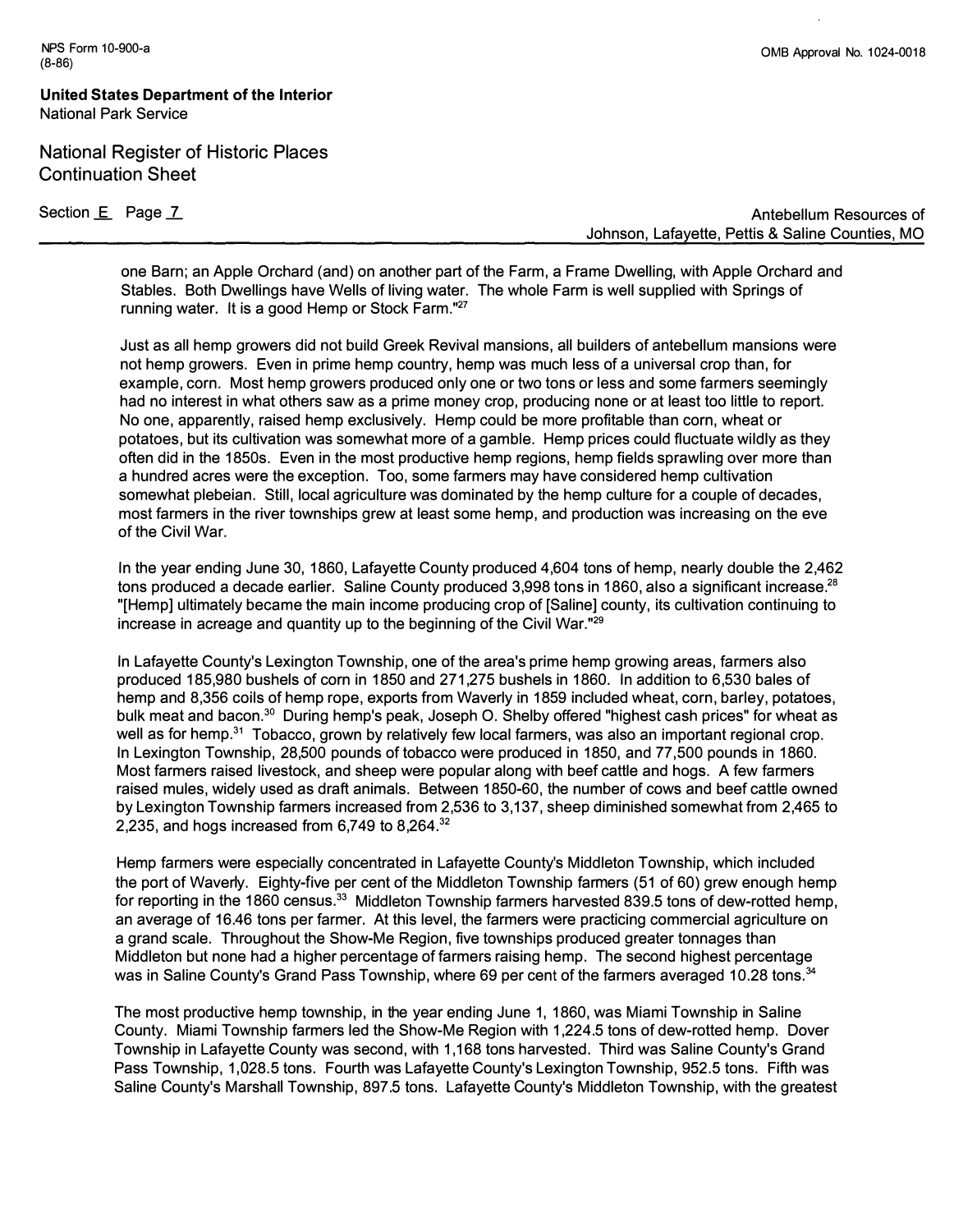one Barn; an Apple Orchard (and) on another part of the Farm, a Frame Dwelling, with Apple Orchard and Stables. Both Dwellings have Wells of living water. The whole Farm is well supplied with Springs of running water. It is a good Hemp or Stock Farm."[27]

Just as all hemp growers did not build Greek Revival mansions, all builders of antebellum mansions were not hemp growers. Even in prime hemp country, hemp was much less of a universal crop than, for example, corn. Most hemp growers produced only one or two tons or less and some farmers seemingly had no interest in what others saw as a prime money crop, producing none or at least too little to report. No one, apparently, raised hemp exclusively. Hemp could be more profitable than corn, wheat or potatoes, but its cultivation was somewhat more of a gamble. Hemp prices could fluctuate wildly as they often did in the 1850s. Even in the most productive hemp regions, hemp fields sprawling over more than a hundred acres were the exception. Too, some farmers may have considered hemp cultivation somewhat plebeian. Still, local agriculture was dominated by the hemp culture for a couple of decades, most farmers in the river townships grew at least some hemp, and production was increasing on the eve of the Civil War.

In the year ending June 30, 1860, Lafayette County produced 4,604 tons of hemp, nearly double the 2,462 tons produced a decade earlier. Saline County produced 3,998 tons in 1860, also a significant increase.[28] "[Hemp] ultimately became the main income producing crop of [Saline] county, its cultivation continuing to increase in acreage and quantity up to the beginning of the Civil War."[29]

In Lafayette County's Lexington Township, one of the area's prime hemp growing areas, farmers also produced 185,980 bushels of corn in 1850 and 271,275 bushels in 1860. In addition to 6,530 bales of hemp and 8,356 coils of hemp rope, exports from Waverly in 1859 included wheat, corn, barley, potatoes, bulk meat and bacon.[30] During hemp's peak, Joseph O. Shelby offered "highest cash prices" for wheat as well as for hemp.[31] Tobacco, grown by relatively few local farmers, was also an important regional crop. In Lexington Township, 28,500 pounds of tobacco were produced in 1850, and 77,500 pounds in 1860. Most farmers raised livestock, and sheep were popular along with beef cattle and hogs. A few farmers raised mules, widely used as draft animals. Between 1850-60, the number of cows and beef cattle owned by Lexington Township farmers increased from 2,536 to 3,137, sheep diminished somewhat from 2,465 to 2,235, and hogs increased from 6,749 to 8,264.[32]

Hemp farmers were especially concentrated in Lafayette County's Middleton Township, which included the port of Waverly. Eighty-five per cent of the Middleton Township farmers (51 of 60) grew enough hemp for reporting in the 1860 census.[33] Middleton Township farmers harvested 839.5 tons of dew-rotted hemp, an average of 16.46 tons per farmer. At this level, the farmers were practicing commercial agriculture on a grand scale. Throughout the Show-Me Region, five townships produced greater tonnages than Middleton but none had a higher percentage of farmers raising hemp. The second highest percentage was in Saline County's Grand Pass Township, where 69 per cent of the farmers averaged 10.28 tons.[34]

The most productive hemp township, in the year ending June 1, 1860, was Miami Township in Saline County. Miami Township farmers led the Show-Me Region with 1,224.5 tons of dew-rotted hemp. Dover Township in Lafayette County was second, with 1,168 tons harvested. Third was Saline County's Grand Pass Township, 1,028.5 tons. Fourth was Lafayette County's Lexington Township, 952.5 tons. Fifth was Saline County's Marshall Township, 897.5 tons. Lafayette County's Middleton Township, with the greatest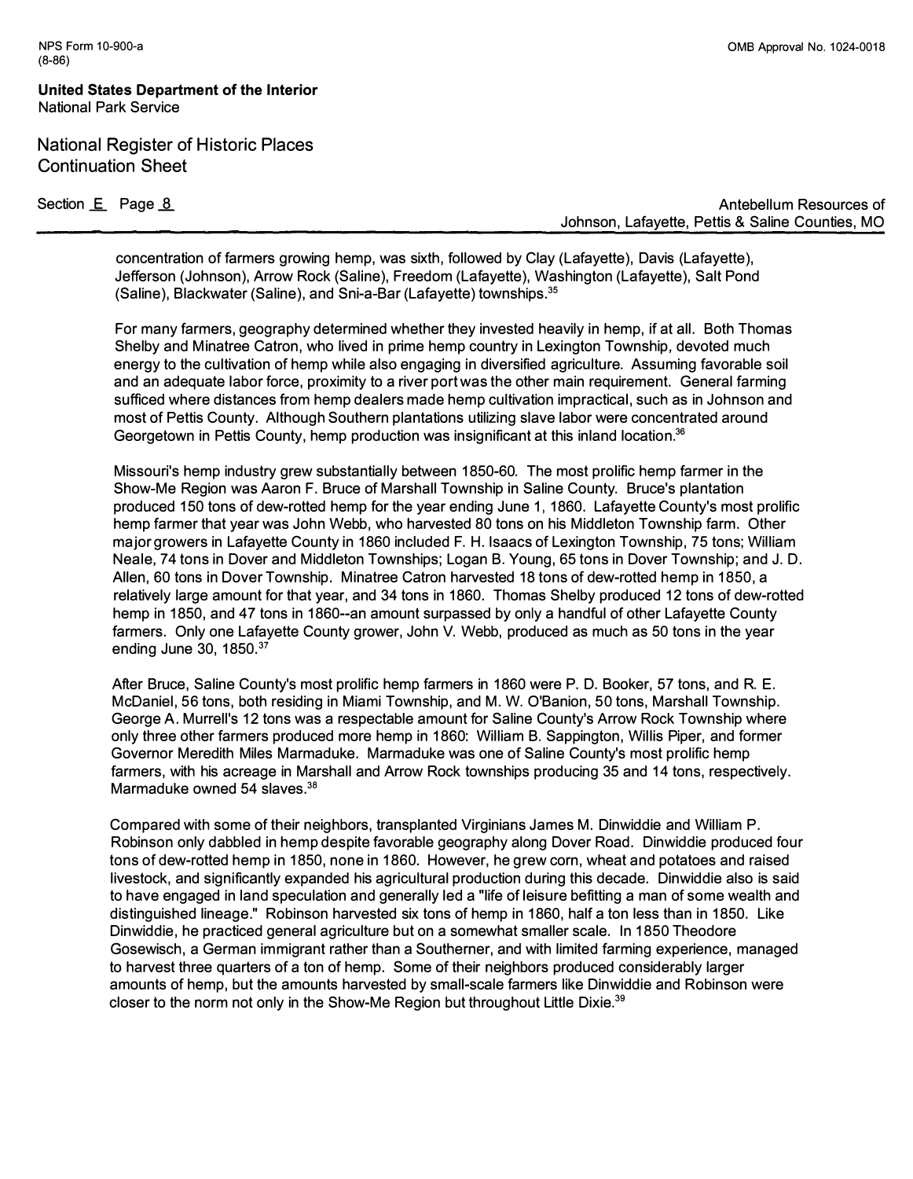concentration of farmers growing hemp, was sixth, followed by Clay (Lafayette), Davis (Lafayette), Jefferson (Johnson), Arrow Rock (Saline), Freedom (Lafayette), Washington (Lafayette), Salt Pond (Saline), Blackwater (Saline), and Sni-a-Bar (Lafayette) townships.[35]

For many farmers, geography determined whether they invested heavily in hemp, if at all. Both Thomas Shelby and Minatree Catron, who lived in prime hemp country in Lexington Township, devoted much energy to the cultivation of hemp while also engaging in diversified agriculture. Assuming favorable soil and an adequate labor force, proximity to a river port was the other main requirement. General farming sufficed where distances from hemp dealers made hemp cultivation impractical, such as in Johnson and most of Pettis County. Although Southern plantations utilizing slave labor were concentrated around Georgetown in Pettis County, hemp production was insignificant at this inland location.[36]

Missouri's hemp industry grew substantially between 1850-60. The most prolific hemp farmer in the Show-Me Region was Aaron F. Bruce of Marshall Township in Saline County. Bruce's plantation produced 150 tons of dew-rotted hemp for the year ending June 1, 1860. Lafayette County's most prolific hemp farmer that year was John Webb, who harvested 80 tons on his Middleton Township farm. Other major growers in Lafayette County in 1860 included F. H. Isaacs of Lexington Township, 75 tons; William Neale, 74 tons in Dover and Middleton Townships; Logan B. Young, 65 tons in Dover Township; and J. D. Allen, 60 tons in Dover Township. Minatree Catron harvested 18 tons of dew-rotted hemp in 1850, a relatively large amount for that year, and 34 tons in 1860. Thomas Shelby produced 12 tons of dew-rotted hemp in 1850, and 47 tons in 1860--an amount surpassed by only a handful of other Lafayette County farmers. Only one Lafayette County grower, John V. Webb, produced as much as 50 tons in the year ending June 30, 1850.[37]

After Bruce, Saline County's most prolific hemp farmers in 1860 were P. D. Booker, 57 tons, and R. E. McDaniel, 56 tons, both residing in Miami Township, and M. W. O'Banion, 50 tons, Marshall Township. George A. Murrell's 12 tons was a respectable amount for Saline County's Arrow Rock Township where only three other farmers produced more hemp in 1860: William B. Sappington, Willis Piper, and former Governor Meredith Miles Marmaduke. Marmaduke was one of Saline County's most prolific hemp farmers, with his acreage in Marshall and Arrow Rock townships producing 35 and 14 tons, respectively. Marmaduke owned 54 slaves.[38]

Compared with some of their neighbors, transplanted Virginians James M. Dinwiddie and William P. Robinson only dabbled in hemp despite favorable geography along Dover Road. Dinwiddie produced four tons of dew-rotted hemp in 1850, none in 1860. However, he grew corn, wheat and potatoes and raised livestock, and significantly expanded his agricultural production during this decade. Dinwiddie also is said to have engaged in land speculation and generally led a "life of leisure befitting a man of some wealth and distinguished lineage." Robinson harvested six tons of hemp in 1860, half a ton less than in 1850. Like Dinwiddie, he practiced general agriculture but on a somewhat smaller scale. In 1850 Theodore Gosewisch, a German immigrant rather than a Southerner, and with limited farming experience, managed to harvest three quarters of a ton of hemp. Some of their neighbors produced considerably larger amounts of hemp, but the amounts harvested by small-scale farmers like Dinwiddie and Robinson were closer to the norm not only in the Show-Me Region but throughout Little Dixie.[39]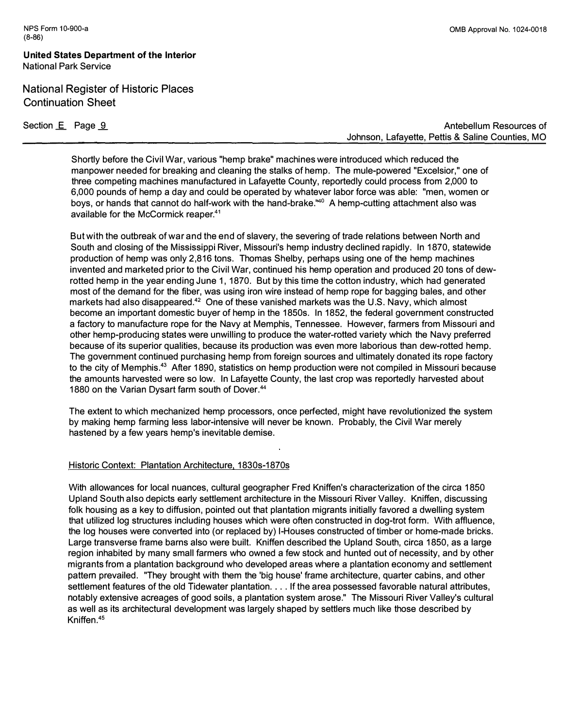Shortly before the Civil War, various "hemp brake" machines were introduced which reduced the manpower needed for breaking and cleaning the stalks of hemp. The mule-powered "Excelsior," one of three competing machines manufactured in Lafayette County, reportedly could process from 2,000 to 6,000 pounds of hemp a day and could be operated by whatever labor force was able: "men, women or boys, or hands that cannot do half-work with the hand-brake."[40] A hemp-cutting attachment also was available for the McCormick reaper.[41]

But with the outbreak of war and the end of slavery, the severing of trade relations between North and South and closing of the Mississippi River, Missouri's hemp industry declined rapidly. In 1870, statewide production of hemp was only 2,816 tons. Thomas Shelby, perhaps using one of the hemp machines invented and marketed prior to the Civil War, continued his hemp operation and produced 20 tons of dew-rotted hemp in the year ending June 1, 1870. But by this time the cotton industry, which had generated most of the demand for the fiber, was using iron wire instead of hemp rope for bagging bales, and other markets had also disappeared.[42] One of these vanished markets was the U.S. Navy, which almost become an important domestic buyer of hemp in the 1850s. In 1852, the federal government constructed a factory to manufacture rope for the Navy at Memphis, Tennessee. However, farmers from Missouri and other hemp-producing states were unwilling to produce the water-rotted variety which the Navy preferred because of its superior qualities, because its production was even more laborious than dew-rotted hemp. The government continued purchasing hemp from foreign sources and ultimately donated its rope factory to the city of Memphis.[43] After 1890, statistics on hemp production were not compiled in Missouri because the amounts harvested were so low. In Lafayette County, the last crop was reportedly harvested about 1880 on the Varian Dysart farm south of Dover.[44]

The extent to which mechanized hemp processors, once perfected, might have revolutionized the system by making hemp farming less labor-intensive will never be known. Probably, the Civil War merely hastened by a few years hemp's inevitable demise.

Historic Context: Plantation Architecture, 1830s-1870s

With allowances for local nuances, cultural geographer Fred Kniffen's characterization of the circa 1850 Upland South also depicts early settlement architecture in the Missouri River Valley. Kniffen, discussing folk housing as a key to diffusion, pointed out that plantation migrants initially favored a dwelling system that utilized log structures including houses which were often constructed in dog-trot form. With affluence, the log houses were converted into (or replaced by) I-Houses constructed of timber or home-made bricks. Large transverse frame barns also were built. Kniffen described the Upland South, circa 1850, as a large region inhabited by many small farmers who owned a few stock and hunted out of necessity, and by other migrants from a plantation background who developed areas where a plantation economy and settlement pattern prevailed. "They brought with them the 'big house' frame architecture, quarter cabins, and other settlement features of the old Tidewater plantation. . . . If the area possessed favorable natural attributes, notably extensive acreages of good soils, a plantation system arose." The Missouri River Valley's cultural as well as its architectural development was largely shaped by settlers much like those described by Kniffen.[45]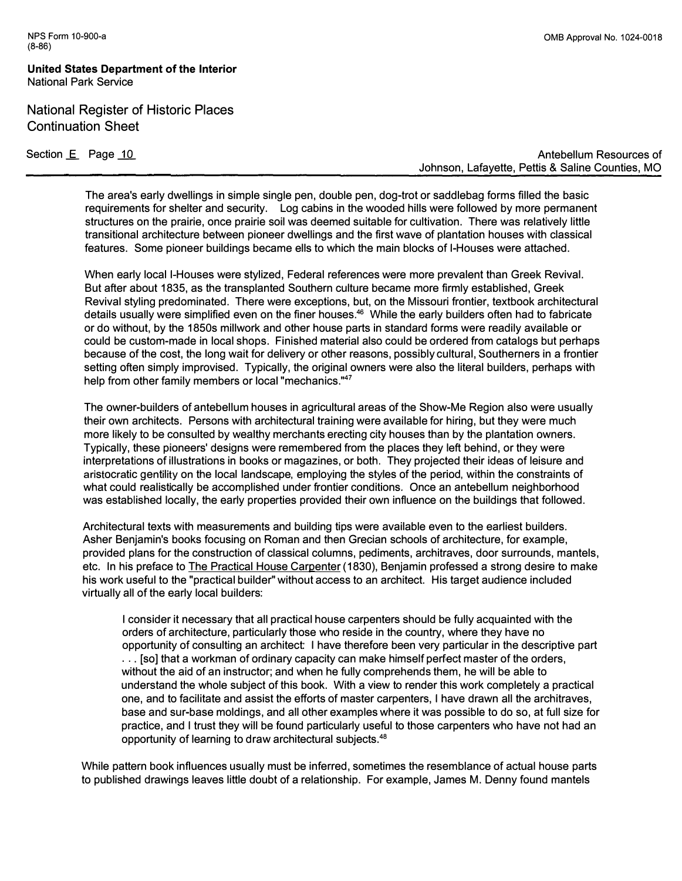The area's early dwellings in simple single pen, double pen, dog-trot or saddlebag forms filled the basic requirements for shelter and security. Log cabins in the wooded hills were followed by more permanent structures on the prairie, once prairie soil was deemed suitable for cultivation. There was relatively little transitional architecture between pioneer dwellings and the first wave of plantation houses with classical features. Some pioneer buildings became ells to which the main blocks of I-Houses were attached.

When early local I-Houses were stylized, Federal references were more prevalent than Greek Revival. But after about 1835, as the transplanted Southern culture became more firmly established, Greek Revival styling predominated. There were exceptions, but, on the Missouri frontier, textbook architectural details usually were simplified even on the finer houses.[46] While the early builders often had to fabricate or do without, by the 1850s millwork and other house parts in standard forms were readily available or could be custom-made in local shops. Finished material also could be ordered from catalogs but perhaps because of the cost, the long wait for delivery or other reasons, possibly cultural, Southerners in a frontier setting often simply improvised. Typically, the original owners were also the literal builders, perhaps with help from other family members or local "mechanics."[47]

The owner-builders of antebellum houses in agricultural areas of the Show-Me Region also were usually their own architects. Persons with architectural training were available for hiring, but they were much more likely to be consulted by wealthy merchants erecting city houses than by the plantation owners. Typically, these pioneers' designs were remembered from the places they left behind, or they were interpretations of illustrations in books or magazines, or both. They projected their ideas of leisure and aristocratic gentility on the local landscape, employing the styles of the period, within the constraints of what could realistically be accomplished under frontier conditions. Once an antebellum neighborhood was established locally, the early properties provided their own influence on the buildings that followed.

Architectural texts with measurements and building tips were available even to the earliest builders. Asher Benjamin's books focusing on Roman and then Grecian schools of architecture, for example, provided plans for the construction of classical columns, pediments, architraves, door surrounds, mantels, etc. In his preface to The Practical House Carpenter (1830), Benjamin professed a strong desire to make his work useful to the "practical builder" without access to an architect. His target audience included virtually all of the early local builders:

> I consider it necessary that all practical house carpenters should be fully acquainted with the orders of architecture, particularly those who reside in the country, where they have no opportunity of consulting an architect: I have therefore been very particular in the descriptive part . . . [so] that a workman of ordinary capacity can make himself perfect master of the orders, without the aid of an instructor; and when he fully comprehends them, he will be able to understand the whole subject of this book. With a view to render this work completely a practical one, and to facilitate and assist the efforts of master carpenters, I have drawn all the architraves, base and sur-base moldings, and all other examples where it was possible to do so, at full size for practice, and I trust they will be found particularly useful to those carpenters who have not had an opportunity of learning to draw architectural subjects.[48]

While pattern book influences usually must be inferred, sometimes the resemblance of actual house parts to published drawings leaves little doubt of a relationship. For example, James M. Denny found mantels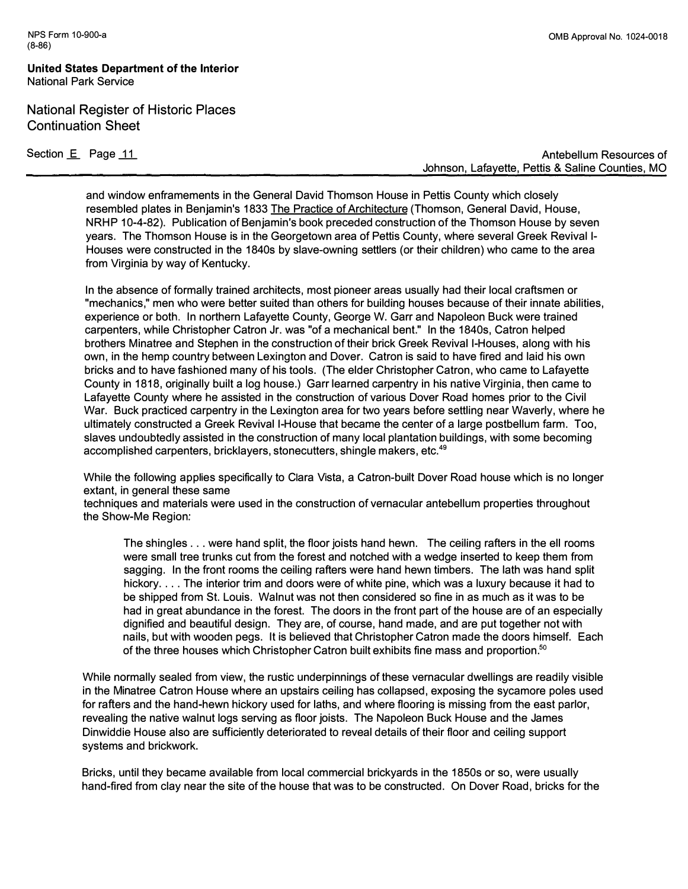and window enframements in the General David Thomson House in Pettis County which closely resembled plates in Benjamin's 1833 The Practice of Architecture (Thomson, General David, House, NRHP 10-4-82). Publication of Benjamin's book preceded construction of the Thomson House by seven years. The Thomson House is in the Georgetown area of Pettis County, where several Greek Revival I-Houses were constructed in the 1840s by slave-owning settlers (or their children) who came to the area from Virginia by way of Kentucky.

In the absence of formally trained architects, most pioneer areas usually had their local craftsmen or "mechanics," men who were better suited than others for building houses because of their innate abilities, experience or both. In northern Lafayette County, George W. Garr and Napoleon Buck were trained carpenters, while Christopher Catron Jr. was "of a mechanical bent." In the 1840s, Catron helped brothers Minatree and Stephen in the construction of their brick Greek Revival I-Houses, along with his own, in the hemp country between Lexington and Dover. Catron is said to have fired and laid his own bricks and to have fashioned many of his tools. (The elder Christopher Catron, who came to Lafayette County in 1818, originally built a log house.) Garr learned carpentry in his native Virginia, then came to Lafayette County where he assisted in the construction of various Dover Road homes prior to the Civil War. Buck practiced carpentry in the Lexington area for two years before settling near Waverly, where he ultimately constructed a Greek Revival I-House that became the center of a large postbellum farm. Too, slaves undoubtedly assisted in the construction of many local plantation buildings, with some becoming accomplished carpenters, bricklayers, stonecutters, shingle makers, etc.[49]

While the following applies specifically to Clara Vista, a Catron-built Dover Road house which is no longer extant, in general these same techniques and materials were used in the construction of vernacular antebellum properties throughout the Show-Me Region:

> The shingles . . . were hand split, the floor joists hand hewn. The ceiling rafters in the ell rooms were small tree trunks cut from the forest and notched with a wedge inserted to keep them from sagging. In the front rooms the ceiling rafters were hand hewn timbers. The lath was hand split hickory. . . . The interior trim and doors were of white pine, which was a luxury because it had to be shipped from St. Louis. Walnut was not then considered so fine in as much as it was to be had in great abundance in the forest. The doors in the front part of the house are of an especially dignified and beautiful design. They are, of course, hand made, and are put together not with nails, but with wooden pegs. It is believed that Christopher Catron made the doors himself. Each of the three houses which Christopher Catron built exhibits fine mass and proportion.[50]

While normally sealed from view, the rustic underpinnings of these vernacular dwellings are readily visible in the Minatree Catron House where an upstairs ceiling has collapsed, exposing the sycamore poles used for rafters and the hand-hewn hickory used for laths, and where flooring is missing from the east parlor, revealing the native walnut logs serving as floor joists. The Napoleon Buck House and the James Dinwiddie House also are sufficiently deteriorated to reveal details of their floor and ceiling support systems and brickwork.

Bricks, until they became available from local commercial brickyards in the 1850s or so, were usually hand-fired from clay near the site of the house that was to be constructed. On Dover Road, bricks for the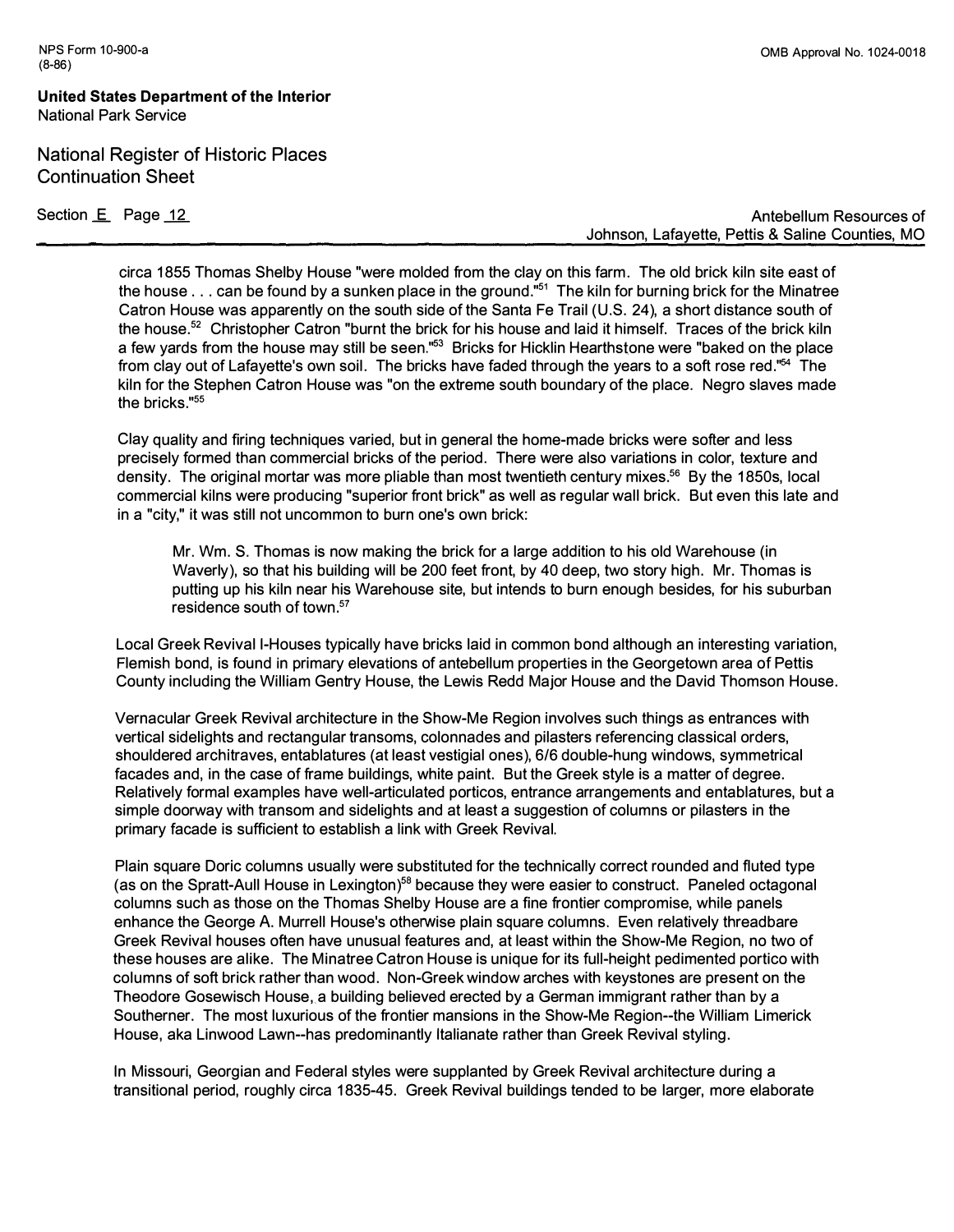circa 1855 Thomas Shelby House "were molded from the clay on this farm. The old brick kiln site east of the house . . . can be found by a sunken place in the ground."[51] The kiln for burning brick for the Minatree Catron House was apparently on the south side of the Santa Fe Trail (U.S. 24), a short distance south of the house.[52] Christopher Catron "burnt the brick for his house and laid it himself. Traces of the brick kiln a few yards from the house may still be seen."[53] Bricks for Hicklin Hearthstone were "baked on the place from clay out of Lafayette's own soil. The bricks have faded through the years to a soft rose red."[54] The kiln for the Stephen Catron House was "on the extreme south boundary of the place. Negro slaves made the bricks."[55]

Clay quality and firing techniques varied, but in general the home-made bricks were softer and less precisely formed than commercial bricks of the period. There were also variations in color, texture and density. The original mortar was more pliable than most twentieth century mixes.[56] By the 1850s, local commercial kilns were producing "superior front brick" as well as regular wall brick. But even this late and in a "city," it was still not uncommon to burn one's own brick:

> Mr. Wm. S. Thomas is now making the brick for a large addition to his old Warehouse (in Waverly), so that his building will be 200 feet front, by 40 deep, two story high. Mr. Thomas is putting up his kiln near his Warehouse site, but intends to burn enough besides, for his suburban residence south of town.[57]

Local Greek Revival I-Houses typically have bricks laid in common bond although an interesting variation, Flemish bond, is found in primary elevations of antebellum properties in the Georgetown area of Pettis County including the William Gentry House, the Lewis Redd Major House and the David Thomson House.

Vernacular Greek Revival architecture in the Show-Me Region involves such things as entrances with vertical sidelights and rectangular transoms, colonnades and pilasters referencing classical orders, shouldered architraves, entablatures (at least vestigial ones), 6/6 double-hung windows, symmetrical facades and, in the case of frame buildings, white paint. But the Greek style is a matter of degree. Relatively formal examples have well-articulated porticos, entrance arrangements and entablatures, but a simple doorway with transom and sidelights and at least a suggestion of columns or pilasters in the primary facade is sufficient to establish a link with Greek Revival.

Plain square Doric columns usually were substituted for the technically correct rounded and fluted type (as on the Spratt-Aull House in Lexington)[58] because they were easier to construct. Paneled octagonal columns such as those on the Thomas Shelby House are a fine frontier compromise, while panels enhance the George A. Murrell House's otherwise plain square columns. Even relatively threadbare Greek Revival houses often have unusual features and, at least within the Show-Me Region, no two of these houses are alike. The Minatree Catron House is unique for its full-height pedimented portico with columns of soft brick rather than wood. Non-Greek window arches with keystones are present on the Theodore Gosewisch House, a building believed erected by a German immigrant rather than by a Southerner. The most luxurious of the frontier mansions in the Show-Me Region--the William Limerick House, aka Linwood Lawn--has predominantly Italianate rather than Greek Revival styling.

In Missouri, Georgian and Federal styles were supplanted by Greek Revival architecture during a transitional period, roughly circa 1835-45. Greek Revival buildings tended to be larger, more elaborate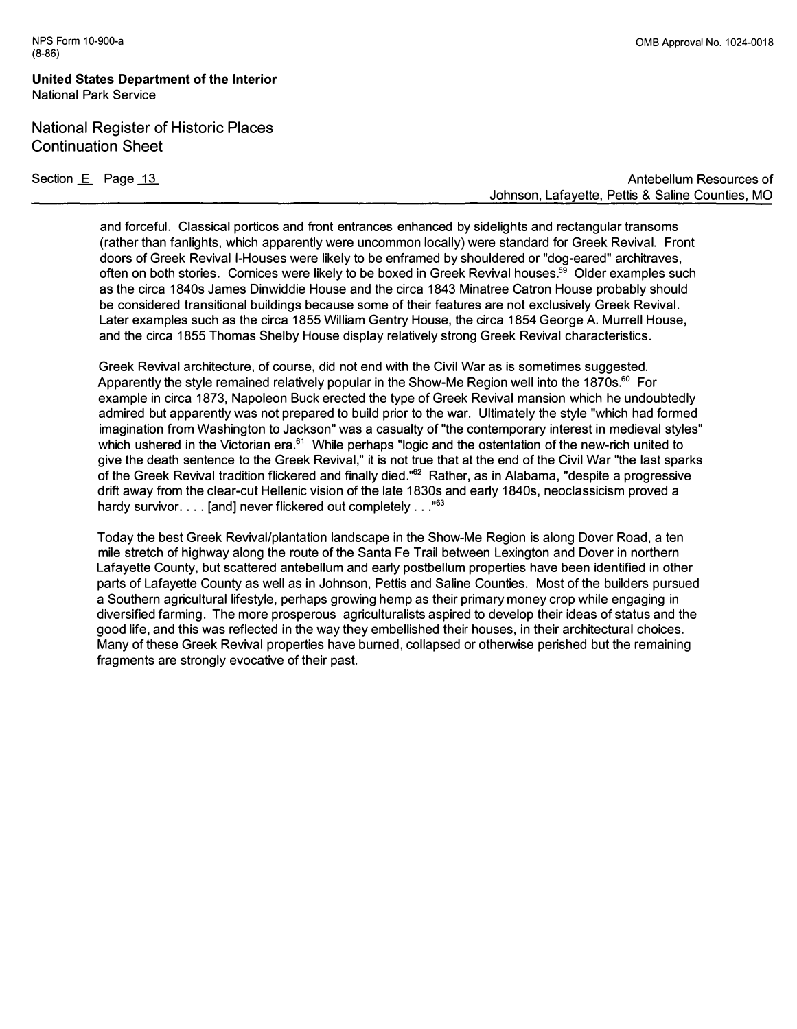and forceful. Classical porticos and front entrances enhanced by sidelights and rectangular transoms (rather than fanlights, which apparently were uncommon locally) were standard for Greek Revival. Front doors of Greek Revival I-Houses were likely to be enframed by shouldered or "dog-eared" architraves, often on both stories. Cornices were likely to be boxed in Greek Revival houses.[59] Older examples such as the circa 1840s James Dinwiddie House and the circa 1843 Minatree Catron House probably should be considered transitional buildings because some of their features are not exclusively Greek Revival. Later examples such as the circa 1855 William Gentry House, the circa 1854 George A. Murrell House, and the circa 1855 Thomas Shelby House display relatively strong Greek Revival characteristics.

Greek Revival architecture, of course, did not end with the Civil War as is sometimes suggested. Apparently the style remained relatively popular in the Show-Me Region well into the 1870s.[60] For example in circa 1873, Napoleon Buck erected the type of Greek Revival mansion which he undoubtedly admired but apparently was not prepared to build prior to the war. Ultimately the style "which had formed imagination from Washington to Jackson" was a casualty of "the contemporary interest in medieval styles" which ushered in the Victorian era.[61] While perhaps "logic and the ostentation of the new-rich united to give the death sentence to the Greek Revival," it is not true that at the end of the Civil War "the last sparks of the Greek Revival tradition flickered and finally died."[62] Rather, as in Alabama, "despite a progressive drift away from the clear-cut Hellenic vision of the late 1830s and early 1840s, neoclassicism proved a hardy survivor. . . . [and] never flickered out completely . . ."[63]

Today the best Greek Revival/plantation landscape in the Show-Me Region is along Dover Road, a ten mile stretch of highway along the route of the Santa Fe Trail between Lexington and Dover in northern Lafayette County, but scattered antebellum and early postbellum properties have been identified in other parts of Lafayette County as well as in Johnson, Pettis and Saline Counties. Most of the builders pursued a Southern agricultural lifestyle, perhaps growing hemp as their primary money crop while engaging in diversified farming. The more prosperous agriculturalists aspired to develop their ideas of status and the good life, and this was reflected in the way they embellished their houses, in their architectural choices. Many of these Greek Revival properties have burned, collapsed or otherwise perished but the remaining fragments are strongly evocative of their past.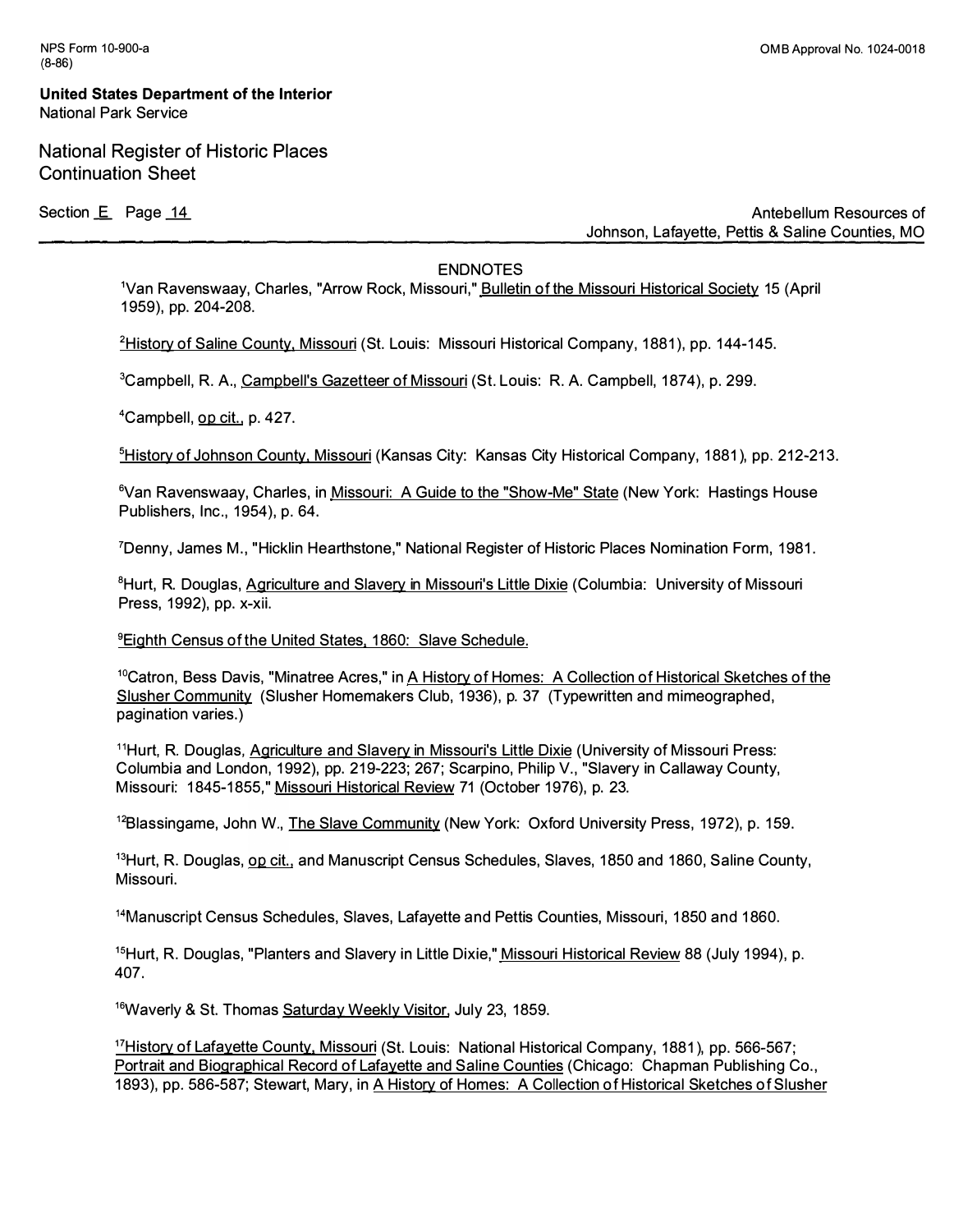## ENDNOTES

[1]Van Ravenswaay, Charles, "Arrow Rock, Missouri," Bulletin of the Missouri Historical Society 15 (April 1959), pp. 204-208.

[2]History of Saline County, Missouri (St. Louis: Missouri Historical Company, 1881), pp. 144-145.

[3]Campbell, R. A., Campbell's Gazetteer of Missouri (St. Louis: R. A. Campbell, 1874), p. 299.

[4]Campbell, op cit., p. 427.

[5]History of Johnson County, Missouri (Kansas City: Kansas City Historical Company, 1881), pp. 212-213.

[6]Van Ravenswaay, Charles, in Missouri: A Guide to the "Show-Me" State (New York: Hastings House Publishers, Inc., 1954), p. 64.

[7]Denny, James M., "Hicklin Hearthstone," National Register of Historic Places Nomination Form, 1981.

[8]Hurt, R. Douglas, Agriculture and Slavery in Missouri's Little Dixie (Columbia: University of Missouri Press, 1992), pp. x-xii.

[9]Eighth Census of the United States, 1860: Slave Schedule.

[10]Catron, Bess Davis, "Minatree Acres," in A History of Homes: A Collection of Historical Sketches of the Slusher Community (Slusher Homemakers Club, 1936), p. 37 (Typewritten and mimeographed, pagination varies.)

[11]Hurt, R. Douglas, Agriculture and Slavery in Missouri's Little Dixie (University of Missouri Press: Columbia and London, 1992), pp. 219-223; 267; Scarpino, Philip V., "Slavery in Callaway County, Missouri: 1845-1855," Missouri Historical Review 71 (October 1976), p. 23.

[12]Blassingame, John W., The Slave Community (New York: Oxford University Press, 1972), p. 159.

[13]Hurt, R. Douglas, op cit., and Manuscript Census Schedules, Slaves, 1850 and 1860, Saline County, Missouri.

[14]Manuscript Census Schedules, Slaves, Lafayette and Pettis Counties, Missouri, 1850 and 1860.

[15]Hurt, R. Douglas, "Planters and Slavery in Little Dixie," Missouri Historical Review 88 (July 1994), p. 407.

[16]Waverly & St. Thomas Saturday Weekly Visitor, July 23, 1859.

[17]History of Lafayette County, Missouri (St. Louis: National Historical Company, 1881), pp. 566-567; Portrait and Biographical Record of Lafayette and Saline Counties (Chicago: Chapman Publishing Co., 1893), pp. 586-587; Stewart, Mary, in A History of Homes: A Collection of Historical Sketches of Slusher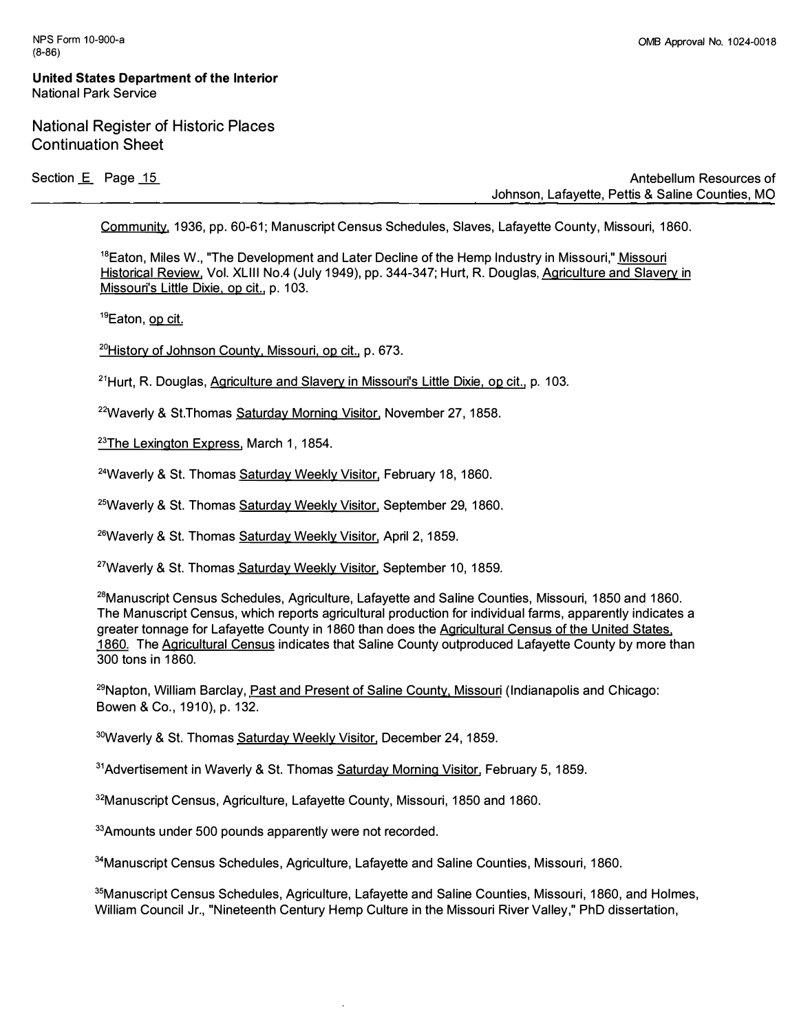Community, 1936, pp. 60-61; Manuscript Census Schedules, Slaves, Lafayette County, Missouri, 1860.

[18]Eaton, Miles W., "The Development and Later Decline of the Hemp Industry in Missouri," Missouri Historical Review, Vol. XLIII No.4 (July 1949), pp. 344-347; Hurt, R. Douglas, Agriculture and Slavery in Missouri's Little Dixie, op cit., p. 103.

[19]Eaton, op cit.

[20]History of Johnson County, Missouri, op cit., p. 673.

[21]Hurt, R. Douglas, Agriculture and Slavery in Missouri's Little Dixie, op cit., p. 103.

[22]Waverly & St.Thomas Saturday Morning Visitor, November 27, 1858.

[23]The Lexington Express, March 1, 1854.

[24]Waverly & St. Thomas Saturday Weekly Visitor, February 18, 1860.

[25]Waverly & St. Thomas Saturday Weekly Visitor, September 29, 1860.

[26]Waverly & St. Thomas Saturday Weekly Visitor, April 2, 1859.

[27]Waverly & St. Thomas Saturday Weekly Visitor, September 10, 1859.

[28]Manuscript Census Schedules, Agriculture, Lafayette and Saline Counties, Missouri, 1850 and 1860. The Manuscript Census, which reports agricultural production for individual farms, apparently indicates a greater tonnage for Lafayette County in 1860 than does the Agricultural Census of the United States, 1860. The Agricultural Census indicates that Saline County outproduced Lafayette County by more than 300 tons in 1860.

[29]Napton, William Barclay, Past and Present of Saline County, Missouri (Indianapolis and Chicago: Bowen & Co., 1910), p. 132.

[30]Waverly & St. Thomas Saturday Weekly Visitor, December 24, 1859.

[31]Advertisement in Waverly & St. Thomas Saturday Morning Visitor, February 5, 1859.

[32]Manuscript Census, Agriculture, Lafayette County, Missouri, 1850 and 1860.

[33]Amounts under 500 pounds apparently were not recorded.

[34]Manuscript Census Schedules, Agriculture, Lafayette and Saline Counties, Missouri, 1860.

[35]Manuscript Census Schedules, Agriculture, Lafayette and Saline Counties, Missouri, 1860, and Holmes, William Council Jr., "Nineteenth Century Hemp Culture in the Missouri River Valley," PhD dissertation,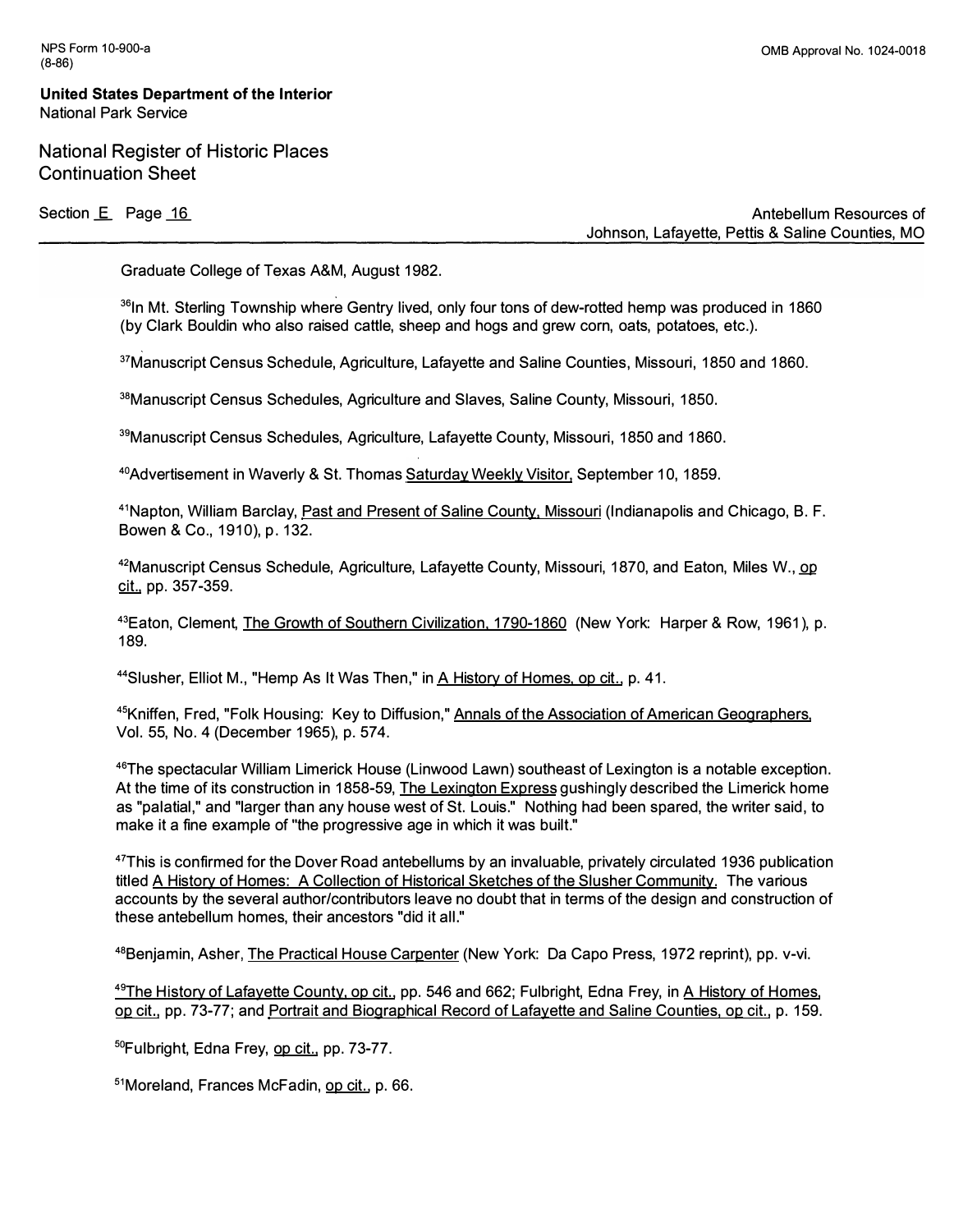Graduate College of Texas A&M, August 1982.

[36]In Mt. Sterling Township where Gentry lived, only four tons of dew-rotted hemp was produced in 1860 (by Clark Bouldin who also raised cattle, sheep and hogs and grew corn, oats, potatoes, etc.).

[37]Manuscript Census Schedule, Agriculture, Lafayette and Saline Counties, Missouri, 1850 and 1860.

[38]Manuscript Census Schedules, Agriculture and Slaves, Saline County, Missouri, 1850.

[39]Manuscript Census Schedules, Agriculture, Lafayette County, Missouri, 1850 and 1860.

[40]Advertisement in Waverly & St. Thomas Saturday Weekly Visitor, September 10, 1859.

[41]Napton, William Barclay, Past and Present of Saline County, Missouri (Indianapolis and Chicago, B. F. Bowen & Co., 1910), p. 132.

[42]Manuscript Census Schedule, Agriculture, Lafayette County, Missouri, 1870, and Eaton, Miles W., op cit., pp. 357-359.

[43]Eaton, Clement, The Growth of Southern Civilization, 1790-1860 (New York: Harper & Row, 1961), p. 189.

[44]Slusher, Elliot M., "Hemp As It Was Then," in A History of Homes, op cit., p. 41.

[45]Kniffen, Fred, "Folk Housing: Key to Diffusion," Annals of the Association of American Geographers, Vol. 55, No. 4 (December 1965), p. 574.

[46]The spectacular William Limerick House (Linwood Lawn) southeast of Lexington is a notable exception. At the time of its construction in 1858-59, The Lexington Express gushingly described the Limerick home as "palatial," and "larger than any house west of St. Louis." Nothing had been spared, the writer said, to make it a fine example of "the progressive age in which it was built."

[47]This is confirmed for the Dover Road antebellums by an invaluable, privately circulated 1936 publication titled A History of Homes: A Collection of Historical Sketches of the Slusher Community. The various accounts by the several author/contributors leave no doubt that in terms of the design and construction of these antebellum homes, their ancestors "did it all."

[48]Benjamin, Asher, The Practical House Carpenter (New York: Da Capo Press, 1972 reprint), pp. v-vi.

[49]The History of Lafayette County, op cit., pp. 546 and 662; Fulbright, Edna Frey, in A History of Homes, op cit., pp. 73-77; and Portrait and Biographical Record of Lafayette and Saline Counties, op cit., p. 159.

[50]Fulbright, Edna Frey, op cit., pp. 73-77.

[51]Moreland, Frances McFadin, op cit., p. 66.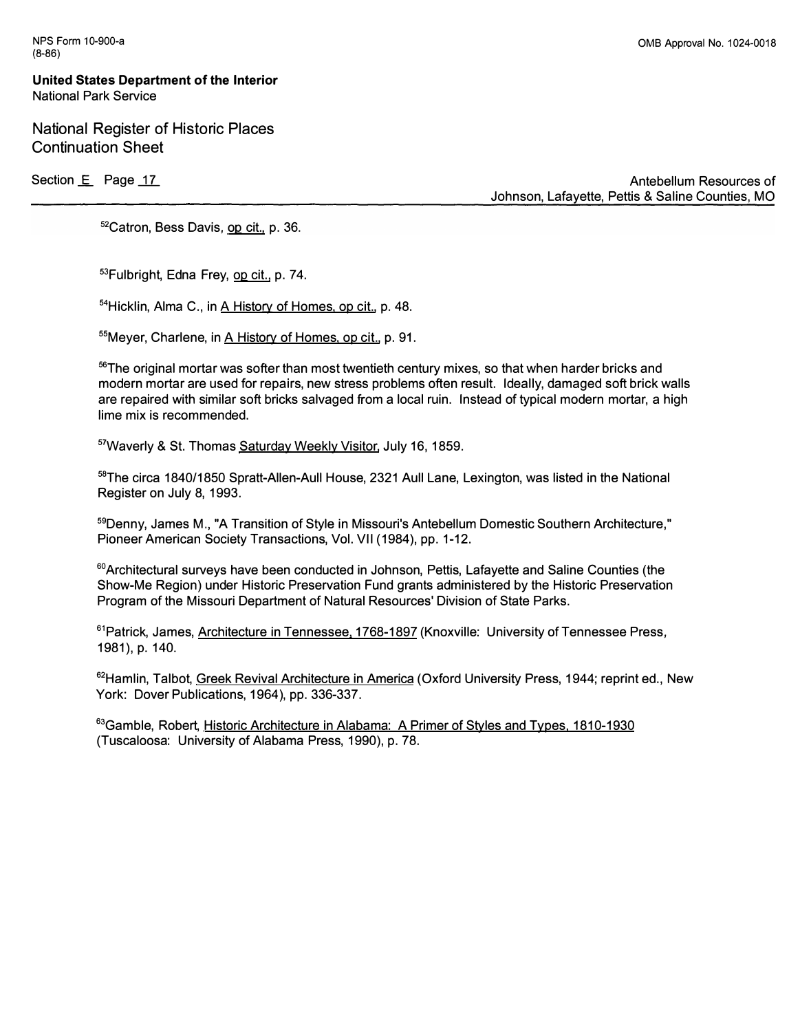[52]Catron, Bess Davis, op cit., p. 36.

[53]Fulbright, Edna Frey, op cit., p. 74.

[54]Hicklin, Alma C., in A History of Homes, op cit., p. 48.

[55]Meyer, Charlene, in A History of Homes, op cit., p. 91.

[56]The original mortar was softer than most twentieth century mixes, so that when harder bricks and modern mortar are used for repairs, new stress problems often result. Ideally, damaged soft brick walls are repaired with similar soft bricks salvaged from a local ruin. Instead of typical modern mortar, a high lime mix is recommended.

[57]Waverly & St. Thomas Saturday Weekly Visitor, July 16, 1859.

[58]The circa 1840/1850 Spratt-Allen-Aull House, 2321 Aull Lane, Lexington, was listed in the National Register on July 8, 1993.

[59]Denny, James M., "A Transition of Style in Missouri's Antebellum Domestic Southern Architecture," Pioneer American Society Transactions, Vol. VII (1984), pp. 1-12.

[60]Architectural surveys have been conducted in Johnson, Pettis, Lafayette and Saline Counties (the Show-Me Region) under Historic Preservation Fund grants administered by the Historic Preservation Program of the Missouri Department of Natural Resources' Division of State Parks.

[61]Patrick, James, Architecture in Tennessee, 1768-1897 (Knoxville: University of Tennessee Press, 1981), p. 140.

[62]Hamlin, Talbot, Greek Revival Architecture in America (Oxford University Press, 1944; reprint ed., New York: Dover Publications, 1964), pp. 336-337.

[63]Gamble, Robert, Historic Architecture in Alabama: A Primer of Styles and Types, 1810-1930 (Tuscaloosa: University of Alabama Press, 1990), p. 78.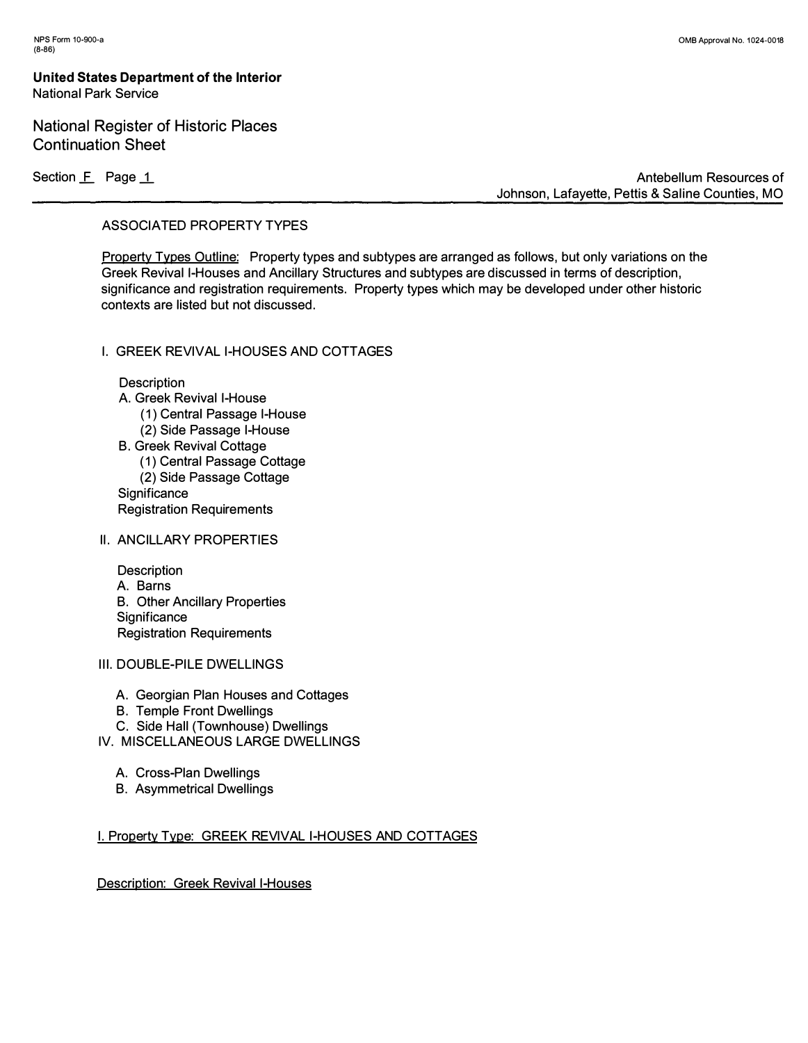ASSOCIATED PROPERTY TYPES

Property Types Outline: Property types and subtypes are arranged as follows, but only variations on the Greek Revival I-Houses and Ancillary Structures and subtypes are discussed in terms of description, significance and registration requirements. Property types which may be developed under other historic contexts are listed but not discussed.

I. GREEK REVIVAL I-HOUSES AND COTTAGES

- Description
- A. Greek Revival I-House
  - (1) Central Passage I-House
  - (2) Side Passage I-House
- B. Greek Revival Cottage
  - (1) Central Passage Cottage
  - (2) Side Passage Cottage
- Significance
- Registration Requirements

II. ANCILLARY PROPERTIES

- Description
- A. Barns
- B. Other Ancillary Properties
- Significance
- Registration Requirements

III. DOUBLE-PILE DWELLINGS

- A. Georgian Plan Houses and Cottages
- B. Temple Front Dwellings
- C. Side Hall (Townhouse) Dwellings

IV. MISCELLANEOUS LARGE DWELLINGS

- A. Cross-Plan Dwellings
- B. Asymmetrical Dwellings

## I. Property Type: GREEK REVIVAL I-HOUSES AND COTTAGES

### Description: Greek Revival I-Houses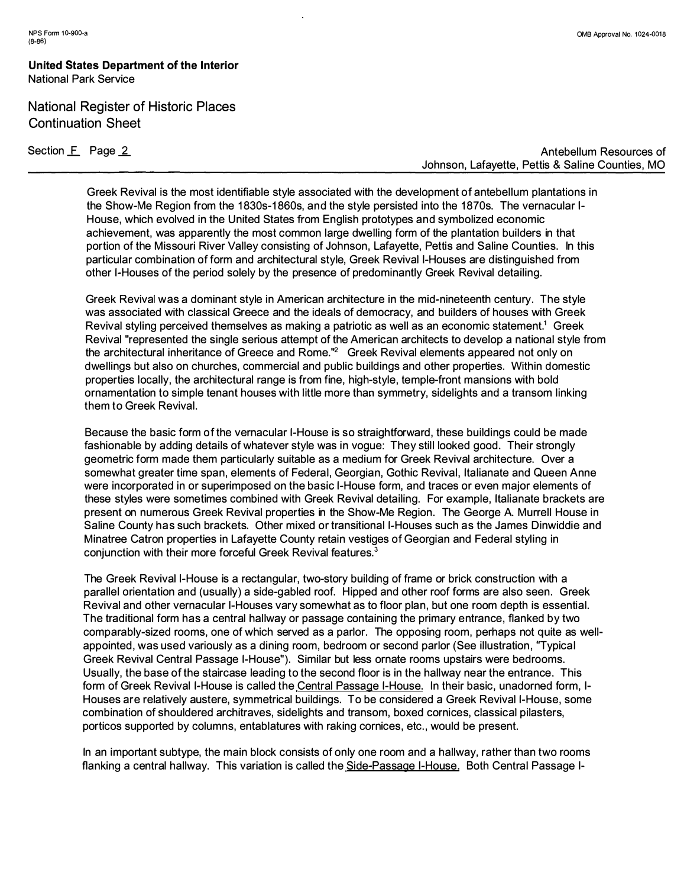Greek Revival is the most identifiable style associated with the development of antebellum plantations in the Show-Me Region from the 1830s-1860s, and the style persisted into the 1870s. The vernacular I-House, which evolved in the United States from English prototypes and symbolized economic achievement, was apparently the most common large dwelling form of the plantation builders in that portion of the Missouri River Valley consisting of Johnson, Lafayette, Pettis and Saline Counties. In this particular combination of form and architectural style, Greek Revival I-Houses are distinguished from other I-Houses of the period solely by the presence of predominantly Greek Revival detailing.

Greek Revival was a dominant style in American architecture in the mid-nineteenth century. The style was associated with classical Greece and the ideals of democracy, and builders of houses with Greek Revival styling perceived themselves as making a patriotic as well as an economic statement.[1] Greek Revival "represented the single serious attempt of the American architects to develop a national style from the architectural inheritance of Greece and Rome."[2] Greek Revival elements appeared not only on dwellings but also on churches, commercial and public buildings and other properties. Within domestic properties locally, the architectural range is from fine, high-style, temple-front mansions with bold ornamentation to simple tenant houses with little more than symmetry, sidelights and a transom linking them to Greek Revival.

Because the basic form of the vernacular I-House is so straightforward, these buildings could be made fashionable by adding details of whatever style was in vogue: They still looked good. Their strongly geometric form made them particularly suitable as a medium for Greek Revival architecture. Over a somewhat greater time span, elements of Federal, Georgian, Gothic Revival, Italianate and Queen Anne were incorporated in or superimposed on the basic I-House form, and traces or even major elements of these styles were sometimes combined with Greek Revival detailing. For example, Italianate brackets are present on numerous Greek Revival properties in the Show-Me Region. The George A. Murrell House in Saline County has such brackets. Other mixed or transitional I-Houses such as the James Dinwiddie and Minatree Catron properties in Lafayette County retain vestiges of Georgian and Federal styling in conjunction with their more forceful Greek Revival features.[3]

The Greek Revival I-House is a rectangular, two-story building of frame or brick construction with a parallel orientation and (usually) a side-gabled roof. Hipped and other roof forms are also seen. Greek Revival and other vernacular I-Houses vary somewhat as to floor plan, but one room depth is essential. The traditional form has a central hallway or passage containing the primary entrance, flanked by two comparably-sized rooms, one of which served as a parlor. The opposing room, perhaps not quite as well-appointed, was used variously as a dining room, bedroom or second parlor (See illustration, "Typical Greek Revival Central Passage I-House"). Similar but less ornate rooms upstairs were bedrooms. Usually, the base of the staircase leading to the second floor is in the hallway near the entrance. This form of Greek Revival I-House is called the Central Passage I-House. In their basic, unadorned form, I-Houses are relatively austere, symmetrical buildings. To be considered a Greek Revival I-House, some combination of shouldered architraves, sidelights and transom, boxed cornices, classical pilasters, porticos supported by columns, entablatures with raking cornices, etc., would be present.

In an important subtype, the main block consists of only one room and a hallway, rather than two rooms flanking a central hallway. This variation is called the Side-Passage I-House. Both Central Passage I-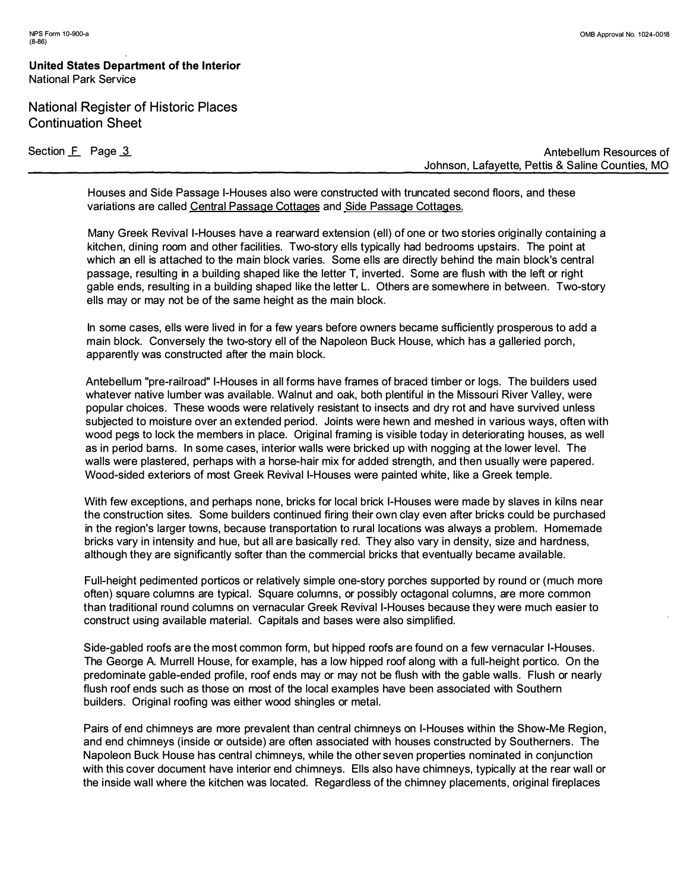Houses and Side Passage I-Houses also were constructed with truncated second floors, and these variations are called Central Passage Cottages and Side Passage Cottages.

Many Greek Revival I-Houses have a rearward extension (ell) of one or two stories originally containing a kitchen, dining room and other facilities. Two-story ells typically had bedrooms upstairs. The point at which an ell is attached to the main block varies. Some ells are directly behind the main block's central passage, resulting in a building shaped like the letter T, inverted. Some are flush with the left or right gable ends, resulting in a building shaped like the letter L. Others are somewhere in between. Two-story ells may or may not be of the same height as the main block.

In some cases, ells were lived in for a few years before owners became sufficiently prosperous to add a main block. Conversely the two-story ell of the Napoleon Buck House, which has a galleried porch, apparently was constructed after the main block.

Antebellum "pre-railroad" I-Houses in all forms have frames of braced timber or logs. The builders used whatever native lumber was available. Walnut and oak, both plentiful in the Missouri River Valley, were popular choices. These woods were relatively resistant to insects and dry rot and have survived unless subjected to moisture over an extended period. Joints were hewn and meshed in various ways, often with wood pegs to lock the members in place. Original framing is visible today in deteriorating houses, as well as in period barns. In some cases, interior walls were bricked up with nogging at the lower level. The walls were plastered, perhaps with a horse-hair mix for added strength, and then usually were papered. Wood-sided exteriors of most Greek Revival I-Houses were painted white, like a Greek temple.

With few exceptions, and perhaps none, bricks for local brick I-Houses were made by slaves in kilns near the construction sites. Some builders continued firing their own clay even after bricks could be purchased in the region's larger towns, because transportation to rural locations was always a problem. Homemade bricks vary in intensity and hue, but all are basically red. They also vary in density, size and hardness, although they are significantly softer than the commercial bricks that eventually became available.

Full-height pedimented porticos or relatively simple one-story porches supported by round or (much more often) square columns are typical. Square columns, or possibly octagonal columns, are more common than traditional round columns on vernacular Greek Revival I-Houses because they were much easier to construct using available material. Capitals and bases were also simplified.

Side-gabled roofs are the most common form, but hipped roofs are found on a few vernacular I-Houses. The George A. Murrell House, for example, has a low hipped roof along with a full-height portico. On the predominate gable-ended profile, roof ends may or may not be flush with the gable walls. Flush or nearly flush roof ends such as those on most of the local examples have been associated with Southern builders. Original roofing was either wood shingles or metal.

Pairs of end chimneys are more prevalent than central chimneys on I-Houses within the Show-Me Region, and end chimneys (inside or outside) are often associated with houses constructed by Southerners. The Napoleon Buck House has central chimneys, while the other seven properties nominated in conjunction with this cover document have interior end chimneys. Ells also have chimneys, typically at the rear wall or the inside wall where the kitchen was located. Regardless of the chimney placements, original fireplaces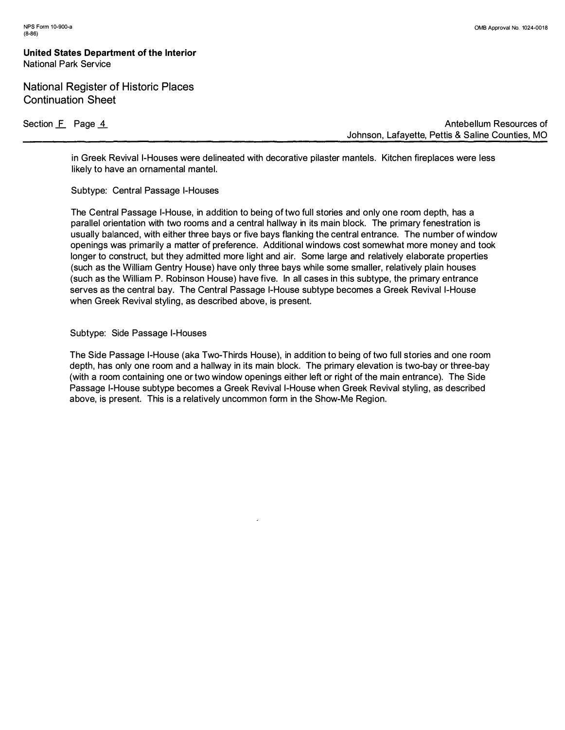in Greek Revival I-Houses were delineated with decorative pilaster mantels. Kitchen fireplaces were less likely to have an ornamental mantel.

Subtype: Central Passage I-Houses

The Central Passage I-House, in addition to being of two full stories and only one room depth, has a parallel orientation with two rooms and a central hallway in its main block. The primary fenestration is usually balanced, with either three bays or five bays flanking the central entrance. The number of window openings was primarily a matter of preference. Additional windows cost somewhat more money and took longer to construct, but they admitted more light and air. Some large and relatively elaborate properties (such as the William Gentry House) have only three bays while some smaller, relatively plain houses (such as the William P. Robinson House) have five. In all cases in this subtype, the primary entrance serves as the central bay. The Central Passage I-House subtype becomes a Greek Revival I-House when Greek Revival styling, as described above, is present.

Subtype: Side Passage I-Houses

The Side Passage I-House (aka Two-Thirds House), in addition to being of two full stories and one room depth, has only one room and a hallway in its main block. The primary elevation is two-bay or three-bay (with a room containing one or two window openings either left or right of the main entrance). The Side Passage I-House subtype becomes a Greek Revival I-House when Greek Revival styling, as described above, is present. This is a relatively uncommon form in the Show-Me Region.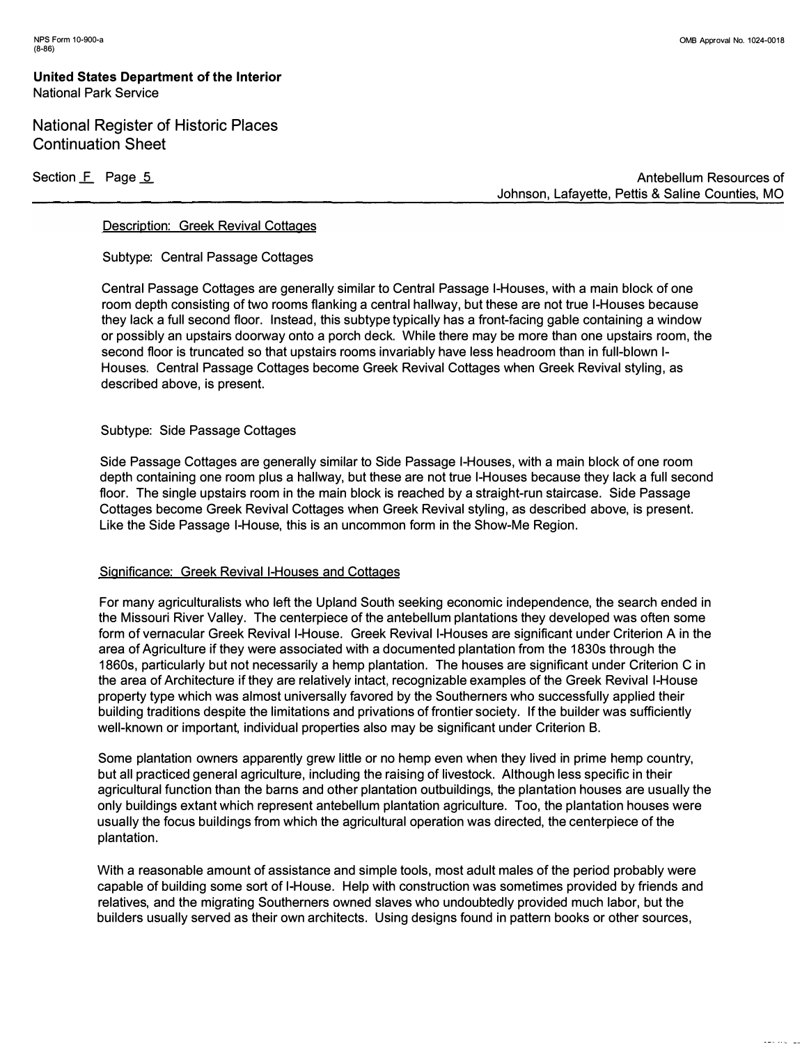Description: Greek Revival Cottages

Subtype: Central Passage Cottages

Central Passage Cottages are generally similar to Central Passage I-Houses, with a main block of one room depth consisting of two rooms flanking a central hallway, but these are not true I-Houses because they lack a full second floor. Instead, this subtype typically has a front-facing gable containing a window or possibly an upstairs doorway onto a porch deck. While there may be more than one upstairs room, the second floor is truncated so that upstairs rooms invariably have less headroom than in full-blown I-Houses. Central Passage Cottages become Greek Revival Cottages when Greek Revival styling, as described above, is present.

Subtype: Side Passage Cottages

Side Passage Cottages are generally similar to Side Passage I-Houses, with a main block of one room depth containing one room plus a hallway, but these are not true I-Houses because they lack a full second floor. The single upstairs room in the main block is reached by a straight-run staircase. Side Passage Cottages become Greek Revival Cottages when Greek Revival styling, as described above, is present. Like the Side Passage I-House, this is an uncommon form in the Show-Me Region.

Significance: Greek Revival I-Houses and Cottages

For many agriculturalists who left the Upland South seeking economic independence, the search ended in the Missouri River Valley. The centerpiece of the antebellum plantations they developed was often some form of vernacular Greek Revival I-House. Greek Revival I-Houses are significant under Criterion A in the area of Agriculture if they were associated with a documented plantation from the 1830s through the 1860s, particularly but not necessarily a hemp plantation. The houses are significant under Criterion C in the area of Architecture if they are relatively intact, recognizable examples of the Greek Revival I-House property type which was almost universally favored by the Southerners who successfully applied their building traditions despite the limitations and privations of frontier society. If the builder was sufficiently well-known or important, individual properties also may be significant under Criterion B.

Some plantation owners apparently grew little or no hemp even when they lived in prime hemp country, but all practiced general agriculture, including the raising of livestock. Although less specific in their agricultural function than the barns and other plantation outbuildings, the plantation houses are usually the only buildings extant which represent antebellum plantation agriculture. Too, the plantation houses were usually the focus buildings from which the agricultural operation was directed, the centerpiece of the plantation.

With a reasonable amount of assistance and simple tools, most adult males of the period probably were capable of building some sort of I-House. Help with construction was sometimes provided by friends and relatives, and the migrating Southerners owned slaves who undoubtedly provided much labor, but the builders usually served as their own architects. Using designs found in pattern books or other sources,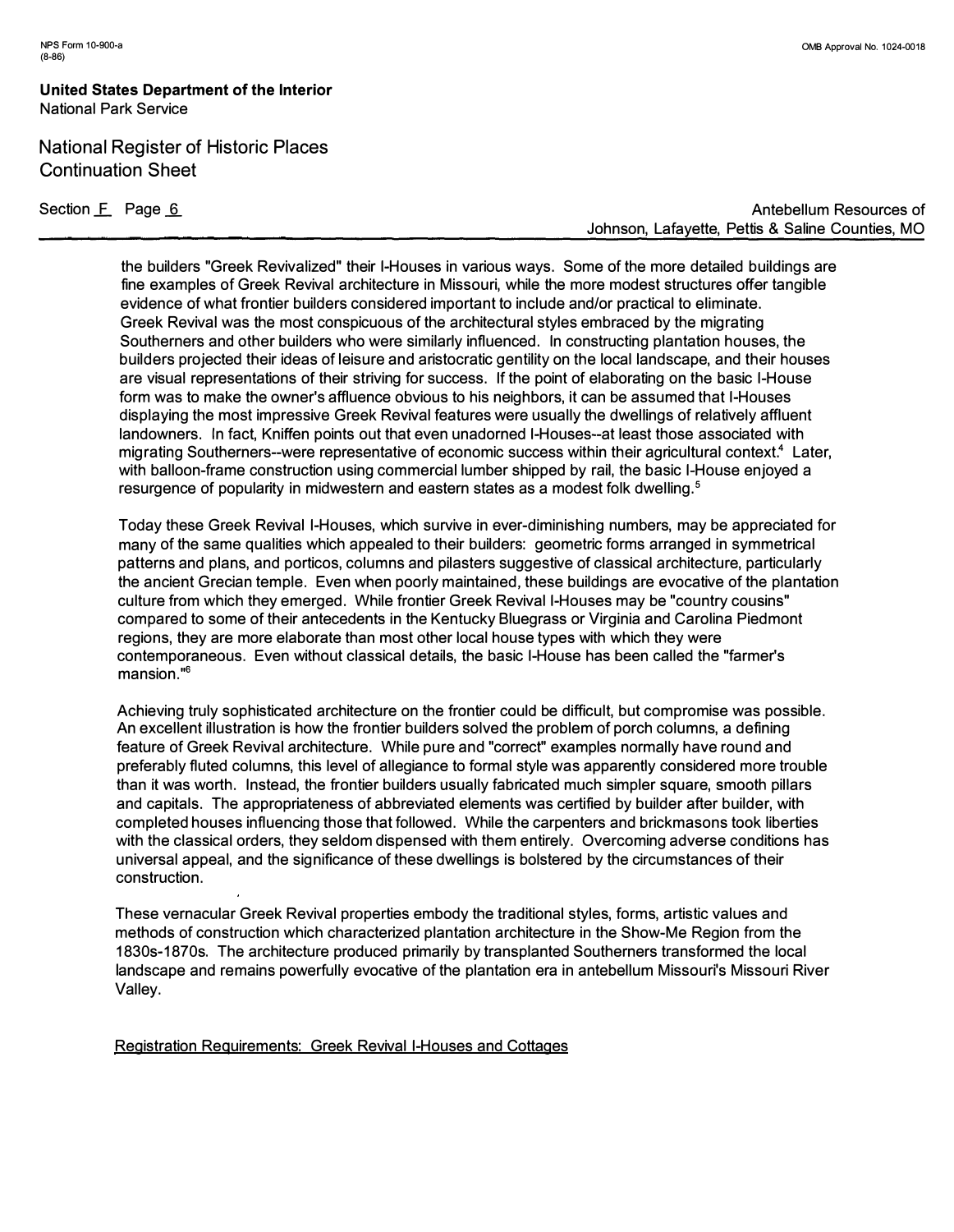the builders "Greek Revivalized" their I-Houses in various ways. Some of the more detailed buildings are fine examples of Greek Revival architecture in Missouri, while the more modest structures offer tangible evidence of what frontier builders considered important to include and/or practical to eliminate. Greek Revival was the most conspicuous of the architectural styles embraced by the migrating Southerners and other builders who were similarly influenced. In constructing plantation houses, the builders projected their ideas of leisure and aristocratic gentility on the local landscape, and their houses are visual representations of their striving for success. If the point of elaborating on the basic I-House form was to make the owner's affluence obvious to his neighbors, it can be assumed that I-Houses displaying the most impressive Greek Revival features were usually the dwellings of relatively affluent landowners. In fact, Kniffen points out that even unadorned I-Houses--at least those associated with migrating Southerners--were representative of economic success within their agricultural context.[4] Later, with balloon-frame construction using commercial lumber shipped by rail, the basic I-House enjoyed a resurgence of popularity in midwestern and eastern states as a modest folk dwelling.[5]

Today these Greek Revival I-Houses, which survive in ever-diminishing numbers, may be appreciated for many of the same qualities which appealed to their builders: geometric forms arranged in symmetrical patterns and plans, and porticos, columns and pilasters suggestive of classical architecture, particularly the ancient Grecian temple. Even when poorly maintained, these buildings are evocative of the plantation culture from which they emerged. While frontier Greek Revival I-Houses may be "country cousins" compared to some of their antecedents in the Kentucky Bluegrass or Virginia and Carolina Piedmont regions, they are more elaborate than most other local house types with which they were contemporaneous. Even without classical details, the basic I-House has been called the "farmer's mansion."[6]

Achieving truly sophisticated architecture on the frontier could be difficult, but compromise was possible. An excellent illustration is how the frontier builders solved the problem of porch columns, a defining feature of Greek Revival architecture. While pure and "correct" examples normally have round and preferably fluted columns, this level of allegiance to formal style was apparently considered more trouble than it was worth. Instead, the frontier builders usually fabricated much simpler square, smooth pillars and capitals. The appropriateness of abbreviated elements was certified by builder after builder, with completed houses influencing those that followed. While the carpenters and brickmasons took liberties with the classical orders, they seldom dispensed with them entirely. Overcoming adverse conditions has universal appeal, and the significance of these dwellings is bolstered by the circumstances of their construction.

These vernacular Greek Revival properties embody the traditional styles, forms, artistic values and methods of construction which characterized plantation architecture in the Show-Me Region from the 1830s-1870s. The architecture produced primarily by transplanted Southerners transformed the local landscape and remains powerfully evocative of the plantation era in antebellum Missouri's Missouri River Valley.

Registration Requirements: Greek Revival I-Houses and Cottages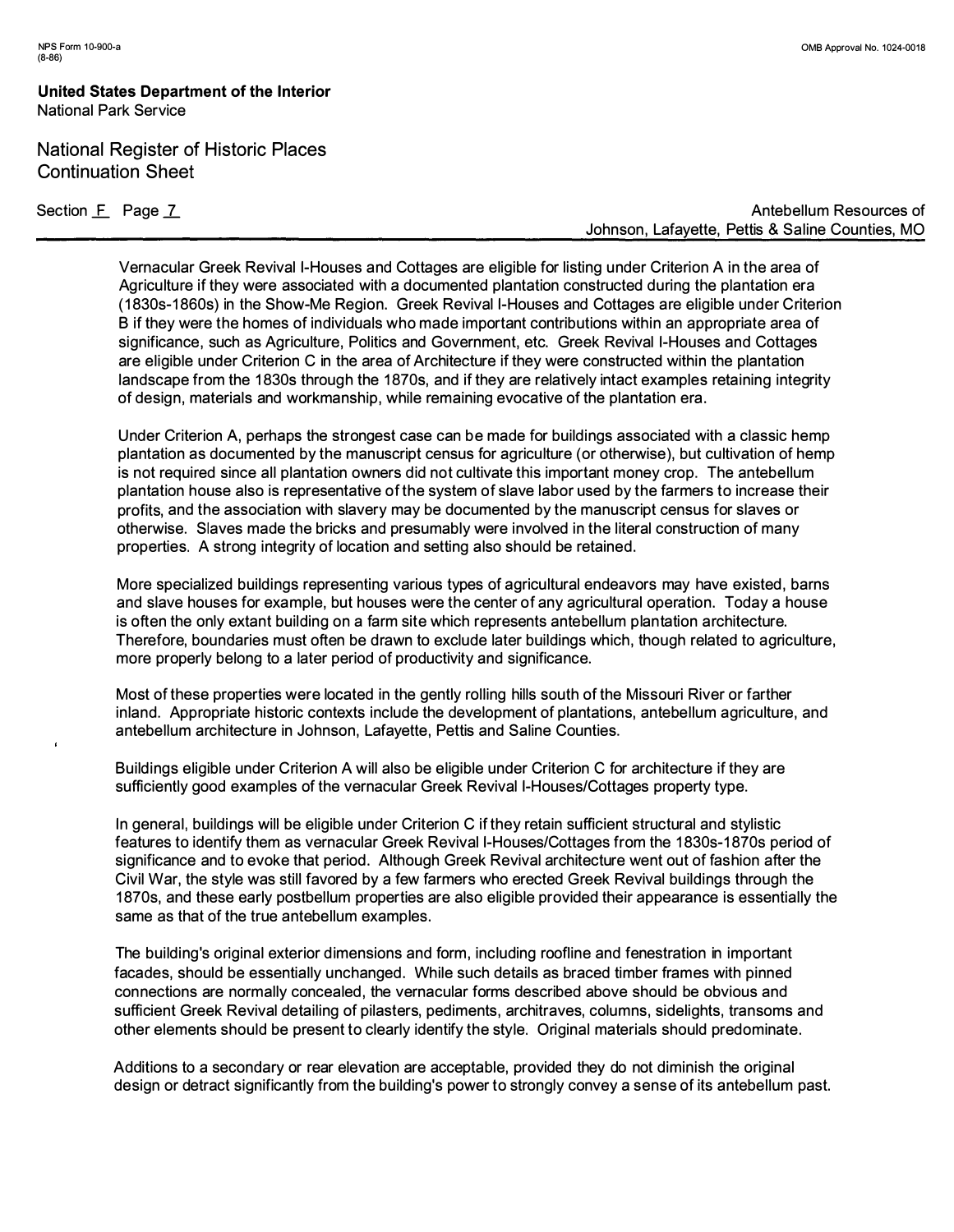Vernacular Greek Revival I-Houses and Cottages are eligible for listing under Criterion A in the area of Agriculture if they were associated with a documented plantation constructed during the plantation era (1830s-1860s) in the Show-Me Region. Greek Revival I-Houses and Cottages are eligible under Criterion B if they were the homes of individuals who made important contributions within an appropriate area of significance, such as Agriculture, Politics and Government, etc. Greek Revival I-Houses and Cottages are eligible under Criterion C in the area of Architecture if they were constructed within the plantation landscape from the 1830s through the 1870s, and if they are relatively intact examples retaining integrity of design, materials and workmanship, while remaining evocative of the plantation era.

Under Criterion A, perhaps the strongest case can be made for buildings associated with a classic hemp plantation as documented by the manuscript census for agriculture (or otherwise), but cultivation of hemp is not required since all plantation owners did not cultivate this important money crop. The antebellum plantation house also is representative of the system of slave labor used by the farmers to increase their profits, and the association with slavery may be documented by the manuscript census for slaves or otherwise. Slaves made the bricks and presumably were involved in the literal construction of many properties. A strong integrity of location and setting also should be retained.

More specialized buildings representing various types of agricultural endeavors may have existed, barns and slave houses for example, but houses were the center of any agricultural operation. Today a house is often the only extant building on a farm site which represents antebellum plantation architecture. Therefore, boundaries must often be drawn to exclude later buildings which, though related to agriculture, more properly belong to a later period of productivity and significance.

Most of these properties were located in the gently rolling hills south of the Missouri River or farther inland. Appropriate historic contexts include the development of plantations, antebellum agriculture, and antebellum architecture in Johnson, Lafayette, Pettis and Saline Counties.

Buildings eligible under Criterion A will also be eligible under Criterion C for architecture if they are sufficiently good examples of the vernacular Greek Revival I-Houses/Cottages property type.

In general, buildings will be eligible under Criterion C if they retain sufficient structural and stylistic features to identify them as vernacular Greek Revival I-Houses/Cottages from the 1830s-1870s period of significance and to evoke that period. Although Greek Revival architecture went out of fashion after the Civil War, the style was still favored by a few farmers who erected Greek Revival buildings through the 1870s, and these early postbellum properties are also eligible provided their appearance is essentially the same as that of the true antebellum examples.

The building's original exterior dimensions and form, including roofline and fenestration in important facades, should be essentially unchanged. While such details as braced timber frames with pinned connections are normally concealed, the vernacular forms described above should be obvious and sufficient Greek Revival detailing of pilasters, pediments, architraves, columns, sidelights, transoms and other elements should be present to clearly identify the style. Original materials should predominate.

Additions to a secondary or rear elevation are acceptable, provided they do not diminish the original design or detract significantly from the building's power to strongly convey a sense of its antebellum past.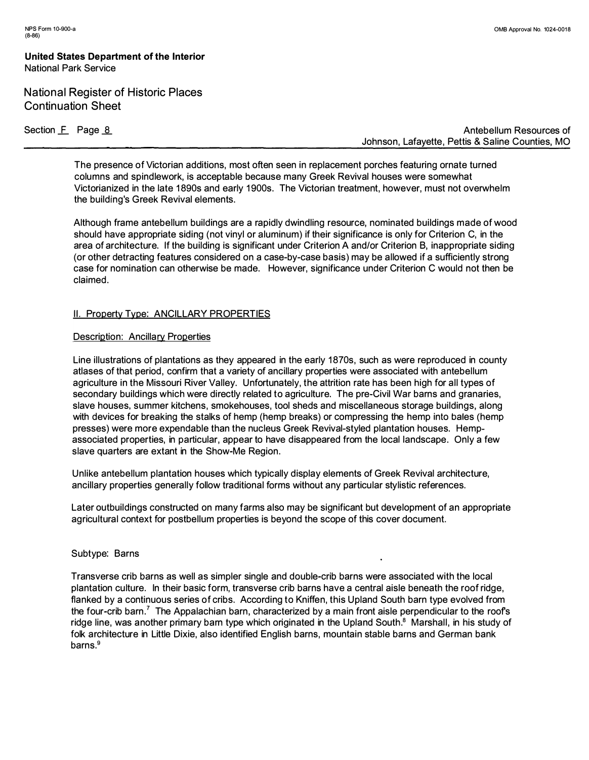The presence of Victorian additions, most often seen in replacement porches featuring ornate turned columns and spindlework, is acceptable because many Greek Revival houses were somewhat Victorianized in the late 1890s and early 1900s. The Victorian treatment, however, must not overwhelm the building's Greek Revival elements.

Although frame antebellum buildings are a rapidly dwindling resource, nominated buildings made of wood should have appropriate siding (not vinyl or aluminum) if their significance is only for Criterion C, in the area of architecture. If the building is significant under Criterion A and/or Criterion B, inappropriate siding (or other detracting features considered on a case-by-case basis) may be allowed if a sufficiently strong case for nomination can otherwise be made. However, significance under Criterion C would not then be claimed.

## II. Property Type: ANCILLARY PROPERTIES

### Description: Ancillary Properties

Line illustrations of plantations as they appeared in the early 1870s, such as were reproduced in county atlases of that period, confirm that a variety of ancillary properties were associated with antebellum agriculture in the Missouri River Valley. Unfortunately, the attrition rate has been high for all types of secondary buildings which were directly related to agriculture. The pre-Civil War barns and granaries, slave houses, summer kitchens, smokehouses, tool sheds and miscellaneous storage buildings, along with devices for breaking the stalks of hemp (hemp breaks) or compressing the hemp into bales (hemp presses) were more expendable than the nucleus Greek Revival-styled plantation houses. Hemp-associated properties, in particular, appear to have disappeared from the local landscape. Only a few slave quarters are extant in the Show-Me Region.

Unlike antebellum plantation houses which typically display elements of Greek Revival architecture, ancillary properties generally follow traditional forms without any particular stylistic references.

Later outbuildings constructed on many farms also may be significant but development of an appropriate agricultural context for postbellum properties is beyond the scope of this cover document.

### Subtype: Barns

Transverse crib barns as well as simpler single and double-crib barns were associated with the local plantation culture. In their basic form, transverse crib barns have a central aisle beneath the roof ridge, flanked by a continuous series of cribs. According to Kniffen, this Upland South barn type evolved from the four-crib barn.[7] The Appalachian barn, characterized by a main front aisle perpendicular to the roof's ridge line, was another primary barn type which originated in the Upland South.[8] Marshall, in his study of folk architecture in Little Dixie, also identified English barns, mountain stable barns and German bank barns.[9]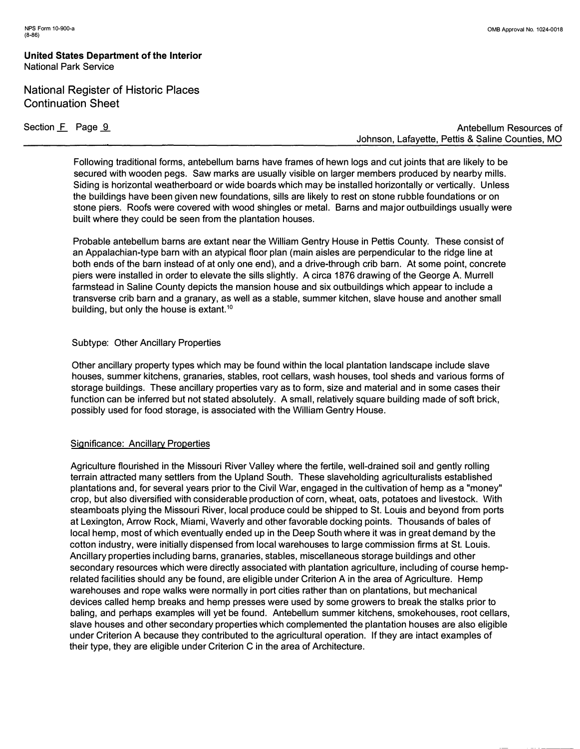Following traditional forms, antebellum barns have frames of hewn logs and cut joints that are likely to be secured with wooden pegs. Saw marks are usually visible on larger members produced by nearby mills. Siding is horizontal weatherboard or wide boards which may be installed horizontally or vertically. Unless the buildings have been given new foundations, sills are likely to rest on stone rubble foundations or on stone piers. Roofs were covered with wood shingles or metal. Barns and major outbuildings usually were built where they could be seen from the plantation houses.

Probable antebellum barns are extant near the William Gentry House in Pettis County. These consist of an Appalachian-type barn with an atypical floor plan (main aisles are perpendicular to the ridge line at both ends of the barn instead of at only one end), and a drive-through crib barn. At some point, concrete piers were installed in order to elevate the sills slightly. A circa 1876 drawing of the George A. Murrell farmstead in Saline County depicts the mansion house and six outbuildings which appear to include a transverse crib barn and a granary, as well as a stable, summer kitchen, slave house and another small building, but only the house is extant.[10]

Subtype: Other Ancillary Properties

Other ancillary property types which may be found within the local plantation landscape include slave houses, summer kitchens, granaries, stables, root cellars, wash houses, tool sheds and various forms of storage buildings. These ancillary properties vary as to form, size and material and in some cases their function can be inferred but not stated absolutely. A small, relatively square building made of soft brick, possibly used for food storage, is associated with the William Gentry House.

<u>Significance: Ancillary Properties</u>

Agriculture flourished in the Missouri River Valley where the fertile, well-drained soil and gently rolling terrain attracted many settlers from the Upland South. These slaveholding agriculturalists established plantations and, for several years prior to the Civil War, engaged in the cultivation of hemp as a "money" crop, but also diversified with considerable production of corn, wheat, oats, potatoes and livestock. With steamboats plying the Missouri River, local produce could be shipped to St. Louis and beyond from ports at Lexington, Arrow Rock, Miami, Waverly and other favorable docking points. Thousands of bales of local hemp, most of which eventually ended up in the Deep South where it was in great demand by the cotton industry, were initially dispensed from local warehouses to large commission firms at St. Louis. Ancillary properties including barns, granaries, stables, miscellaneous storage buildings and other secondary resources which were directly associated with plantation agriculture, including of course hemp-related facilities should any be found, are eligible under Criterion A in the area of Agriculture. Hemp warehouses and rope walks were normally in port cities rather than on plantations, but mechanical devices called hemp breaks and hemp presses were used by some growers to break the stalks prior to baling, and perhaps examples will yet be found. Antebellum summer kitchens, smokehouses, root cellars, slave houses and other secondary properties which complemented the plantation houses are also eligible under Criterion A because they contributed to the agricultural operation. If they are intact examples of their type, they are eligible under Criterion C in the area of Architecture.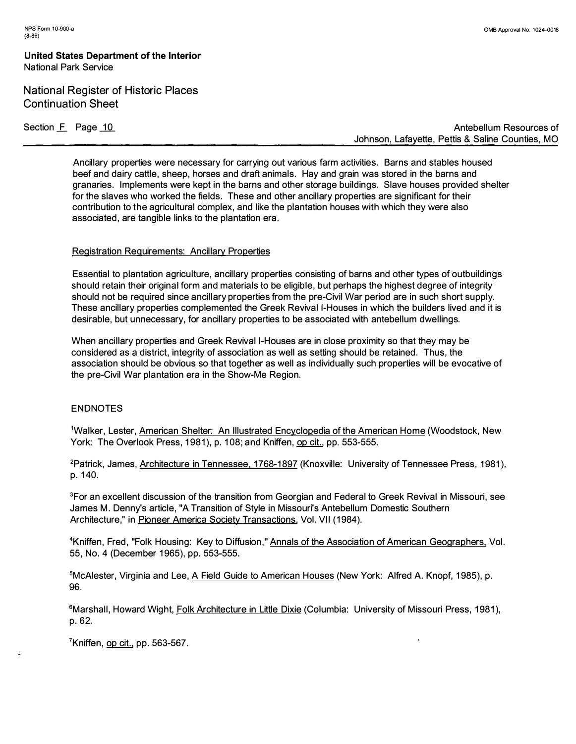Ancillary properties were necessary for carrying out various farm activities. Barns and stables housed beef and dairy cattle, sheep, horses and draft animals. Hay and grain was stored in the barns and granaries. Implements were kept in the barns and other storage buildings. Slave houses provided shelter for the slaves who worked the fields. These and other ancillary properties are significant for their contribution to the agricultural complex, and like the plantation houses with which they were also associated, are tangible links to the plantation era.

Registration Requirements: Ancillary Properties

Essential to plantation agriculture, ancillary properties consisting of barns and other types of outbuildings should retain their original form and materials to be eligible, but perhaps the highest degree of integrity should not be required since ancillary properties from the pre-Civil War period are in such short supply. These ancillary properties complemented the Greek Revival I-Houses in which the builders lived and it is desirable, but unnecessary, for ancillary properties to be associated with antebellum dwellings.

When ancillary properties and Greek Revival I-Houses are in close proximity so that they may be considered as a district, integrity of association as well as setting should be retained. Thus, the association should be obvious so that together as well as individually such properties will be evocative of the pre-Civil War plantation era in the Show-Me Region.

ENDNOTES

[1]Walker, Lester, American Shelter: An Illustrated Encyclopedia of the American Home (Woodstock, New York: The Overlook Press, 1981), p. 108; and Kniffen, op cit., pp. 553-555.

[2]Patrick, James, Architecture in Tennessee, 1768-1897 (Knoxville: University of Tennessee Press, 1981), p. 140.

[3]For an excellent discussion of the transition from Georgian and Federal to Greek Revival in Missouri, see James M. Denny's article, "A Transition of Style in Missouri's Antebellum Domestic Southern Architecture," in Pioneer America Society Transactions, Vol. VII (1984).

[4]Kniffen, Fred, "Folk Housing: Key to Diffusion," Annals of the Association of American Geographers, Vol. 55, No. 4 (December 1965), pp. 553-555.

[5]McAlester, Virginia and Lee, A Field Guide to American Houses (New York: Alfred A. Knopf, 1985), p. 96.

[6]Marshall, Howard Wight, Folk Architecture in Little Dixie (Columbia: University of Missouri Press, 1981), p. 62.

[7]Kniffen, op cit., pp. 563-567.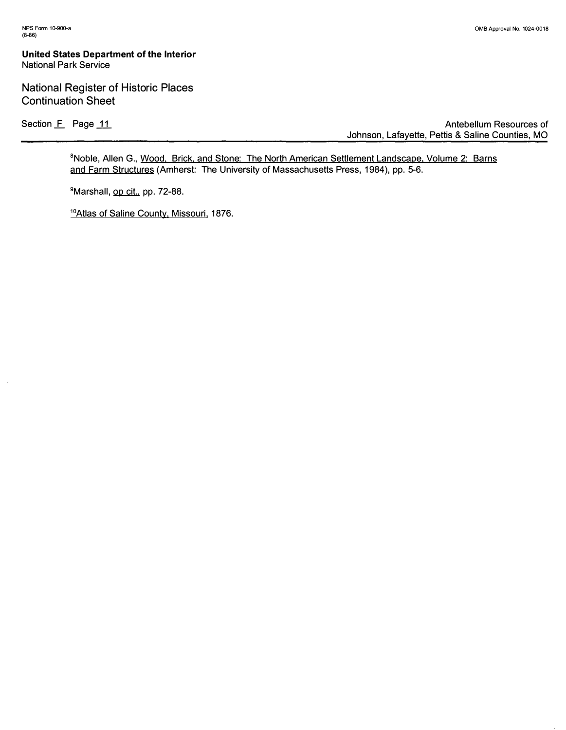[8]Noble, Allen G., Wood, Brick, and Stone: The North American Settlement Landscape, Volume 2: Barns and Farm Structures (Amherst: The University of Massachusetts Press, 1984), pp. 5-6.

[9]Marshall, op cit., pp. 72-88.

[10]Atlas of Saline County, Missouri, 1876.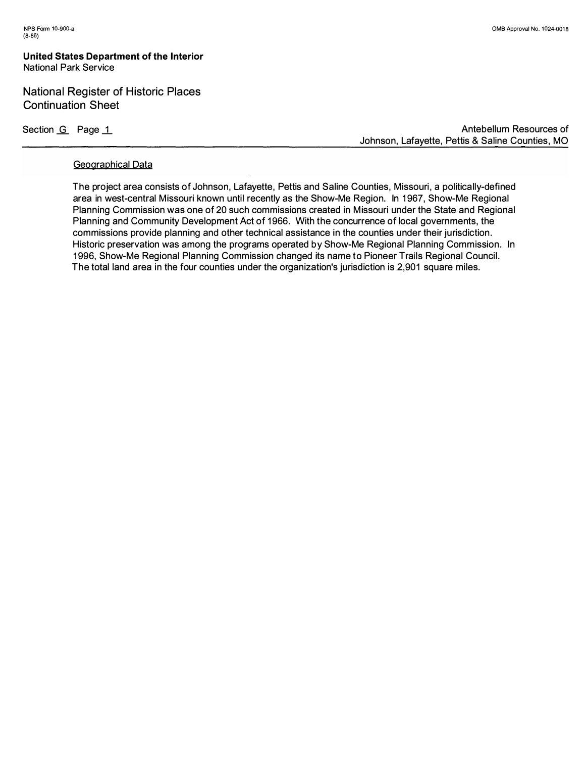## Geographical Data

The project area consists of Johnson, Lafayette, Pettis and Saline Counties, Missouri, a politically-defined area in west-central Missouri known until recently as the Show-Me Region. In 1967, Show-Me Regional Planning Commission was one of 20 such commissions created in Missouri under the State and Regional Planning and Community Development Act of 1966. With the concurrence of local governments, the commissions provide planning and other technical assistance in the counties under their jurisdiction. Historic preservation was among the programs operated by Show-Me Regional Planning Commission. In 1996, Show-Me Regional Planning Commission changed its name to Pioneer Trails Regional Council. The total land area in the four counties under the organization's jurisdiction is 2,901 square miles.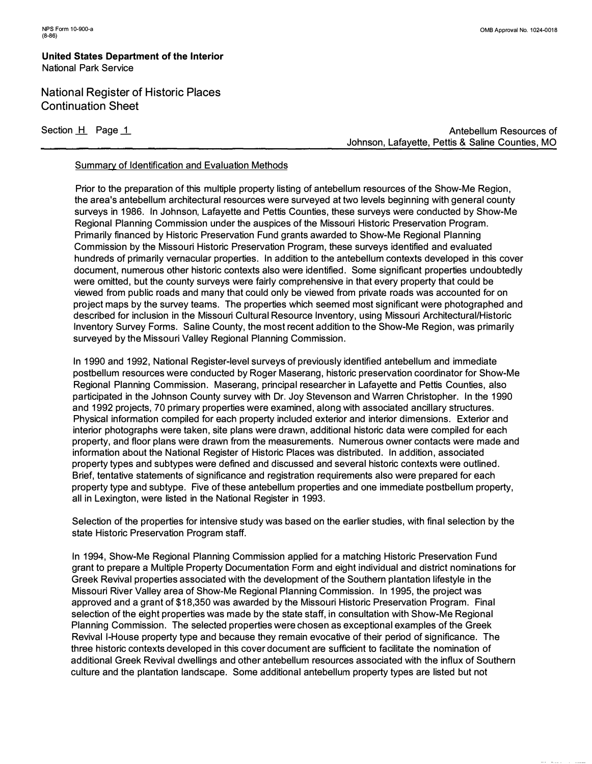Section H Page 1

Antebellum Resources of Johnson, Lafayette, Pettis & Saline Counties, MO

Summary of Identification and Evaluation Methods

Prior to the preparation of this multiple property listing of antebellum resources of the Show-Me Region, the area's antebellum architectural resources were surveyed at two levels beginning with general county surveys in 1986. In Johnson, Lafayette and Pettis Counties, these surveys were conducted by Show-Me Regional Planning Commission under the auspices of the Missouri Historic Preservation Program. Primarily financed by Historic Preservation Fund grants awarded to Show-Me Regional Planning Commission by the Missouri Historic Preservation Program, these surveys identified and evaluated hundreds of primarily vernacular properties. In addition to the antebellum contexts developed in this cover document, numerous other historic contexts also were identified. Some significant properties undoubtedly were omitted, but the county surveys were fairly comprehensive in that every property that could be viewed from public roads and many that could only be viewed from private roads was accounted for on project maps by the survey teams. The properties which seemed most significant were photographed and described for inclusion in the Missouri Cultural Resource Inventory, using Missouri Architectural/Historic Inventory Survey Forms. Saline County, the most recent addition to the Show-Me Region, was primarily surveyed by the Missouri Valley Regional Planning Commission.

In 1990 and 1992, National Register-level surveys of previously identified antebellum and immediate postbellum resources were conducted by Roger Maserang, historic preservation coordinator for Show-Me Regional Planning Commission. Maserang, principal researcher in Lafayette and Pettis Counties, also participated in the Johnson County survey with Dr. Joy Stevenson and Warren Christopher. In the 1990 and 1992 projects, 70 primary properties were examined, along with associated ancillary structures. Physical information compiled for each property included exterior and interior dimensions. Exterior and interior photographs were taken, site plans were drawn, additional historic data were compiled for each property, and floor plans were drawn from the measurements. Numerous owner contacts were made and information about the National Register of Historic Places was distributed. In addition, associated property types and subtypes were defined and discussed and several historic contexts were outlined. Brief, tentative statements of significance and registration requirements also were prepared for each property type and subtype. Five of these antebellum properties and one immediate postbellum property, all in Lexington, were listed in the National Register in 1993.

Selection of the properties for intensive study was based on the earlier studies, with final selection by the state Historic Preservation Program staff.

In 1994, Show-Me Regional Planning Commission applied for a matching Historic Preservation Fund grant to prepare a Multiple Property Documentation Form and eight individual and district nominations for Greek Revival properties associated with the development of the Southern plantation lifestyle in the Missouri River Valley area of Show-Me Regional Planning Commission. In 1995, the project was approved and a grant of $18,350 was awarded by the Missouri Historic Preservation Program. Final selection of the eight properties was made by the state staff, in consultation with Show-Me Regional Planning Commission. The selected properties were chosen as exceptional examples of the Greek Revival I-House property type and because they remain evocative of their period of significance. The three historic contexts developed in this cover document are sufficient to facilitate the nomination of additional Greek Revival dwellings and other antebellum resources associated with the influx of Southern culture and the plantation landscape. Some additional antebellum property types are listed but not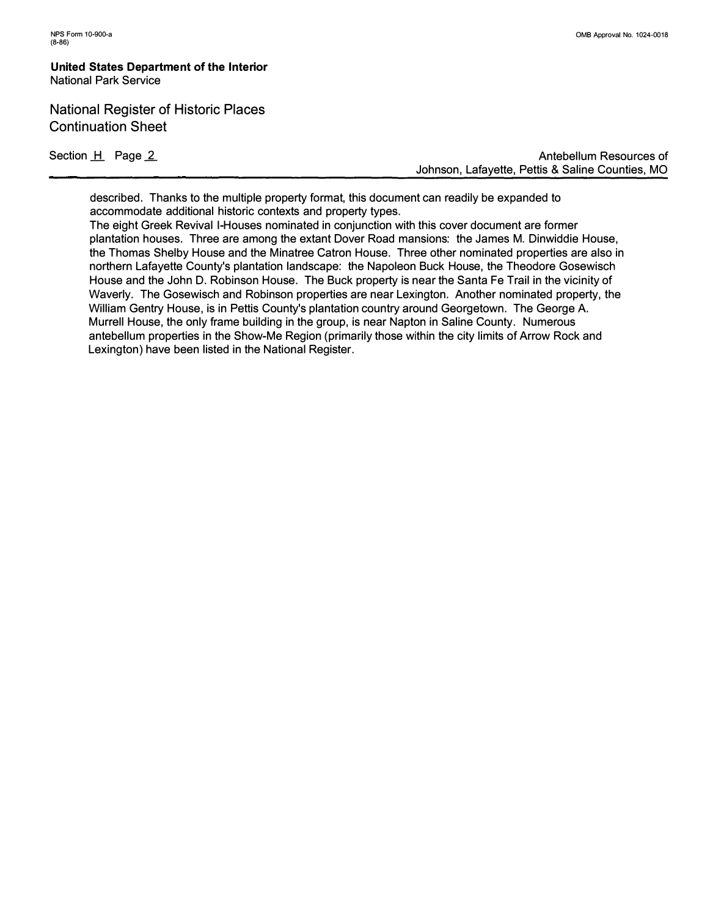described. Thanks to the multiple property format, this document can readily be expanded to accommodate additional historic contexts and property types.

The eight Greek Revival I-Houses nominated in conjunction with this cover document are former plantation houses. Three are among the extant Dover Road mansions: the James M. Dinwiddie House, the Thomas Shelby House and the Minatree Catron House. Three other nominated properties are also in northern Lafayette County's plantation landscape: the Napoleon Buck House, the Theodore Gosewisch House and the John D. Robinson House. The Buck property is near the Santa Fe Trail in the vicinity of Waverly. The Gosewisch and Robinson properties are near Lexington. Another nominated property, the William Gentry House, is in Pettis County's plantation country around Georgetown. The George A. Murrell House, the only frame building in the group, is near Napton in Saline County. Numerous antebellum properties in the Show-Me Region (primarily those within the city limits of Arrow Rock and Lexington) have been listed in the National Register.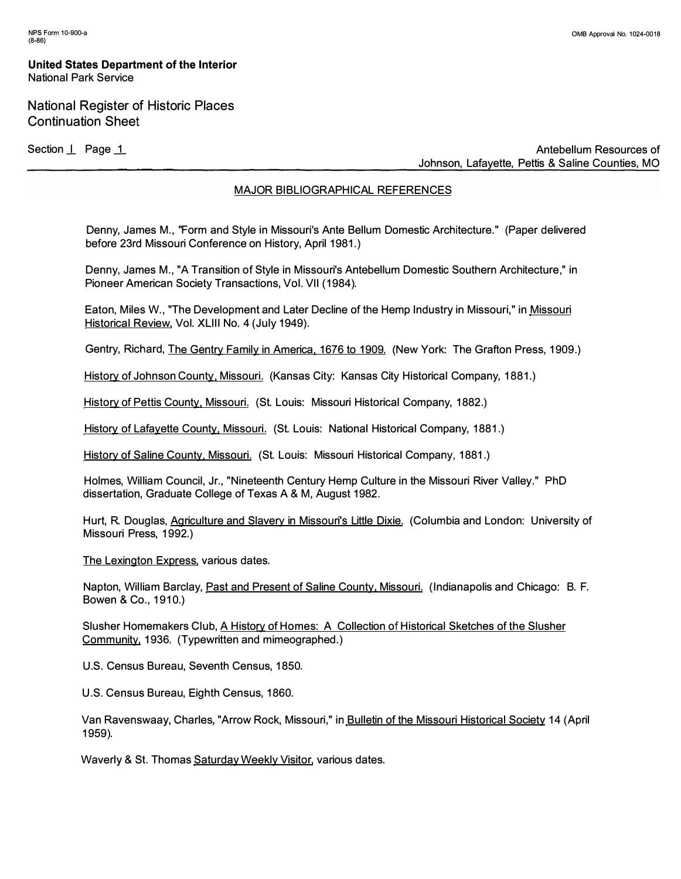## MAJOR BIBLIOGRAPHICAL REFERENCES

Denny, James M., "Form and Style in Missouri's Ante Bellum Domestic Architecture." (Paper delivered before 23rd Missouri Conference on History, April 1981.)

Denny, James M., "A Transition of Style in Missouri's Antebellum Domestic Southern Architecture," in Pioneer American Society Transactions, Vol. VII (1984).

Eaton, Miles W., "The Development and Later Decline of the Hemp Industry in Missouri," in Missouri Historical Review, Vol. XLIII No. 4 (July 1949).

Gentry, Richard, The Gentry Family in America, 1676 to 1909. (New York: The Grafton Press, 1909.)

History of Johnson County, Missouri. (Kansas City: Kansas City Historical Company, 1881.)

History of Pettis County, Missouri. (St. Louis: Missouri Historical Company, 1882.)

History of Lafayette County, Missouri. (St. Louis: National Historical Company, 1881.)

History of Saline County, Missouri. (St. Louis: Missouri Historical Company, 1881.)

Holmes, William Council, Jr., "Nineteenth Century Hemp Culture in the Missouri River Valley." PhD dissertation, Graduate College of Texas A & M, August 1982.

Hurt, R. Douglas, Agriculture and Slavery in Missouri's Little Dixie. (Columbia and London: University of Missouri Press, 1992.)

The Lexington Express, various dates.

Napton, William Barclay, Past and Present of Saline County, Missouri. (Indianapolis and Chicago: B. F. Bowen & Co., 1910.)

Slusher Homemakers Club, A History of Homes: A Collection of Historical Sketches of the Slusher Community, 1936. (Typewritten and mimeographed.)

U.S. Census Bureau, Seventh Census, 1850.

U.S. Census Bureau, Eighth Census, 1860.

Van Ravenswaay, Charles, "Arrow Rock, Missouri," in Bulletin of the Missouri Historical Society 14 (April 1959).

Waverly & St. Thomas Saturday Weekly Visitor, various dates.